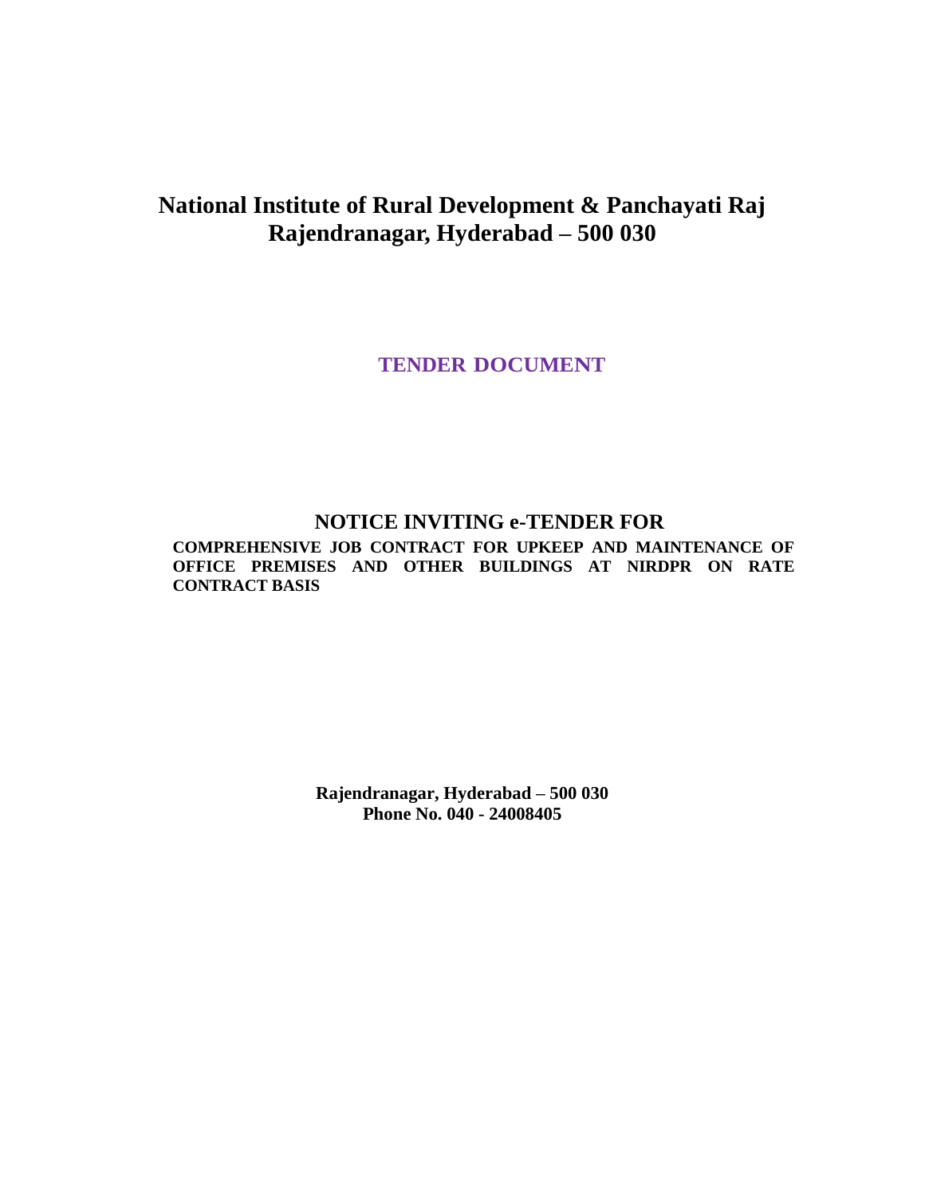# National Institute of Rural Development & Panchayati Raj
# Rajendranagar, Hyderabad – 500 030

## TENDER DOCUMENT

## NOTICE INVITING e-TENDER FOR

**COMPREHENSIVE JOB CONTRACT FOR UPKEEP AND MAINTENANCE OF OFFICE PREMISES AND OTHER BUILDINGS AT NIRDPR ON RATE CONTRACT BASIS**

**Rajendranagar, Hyderabad – 500 030**
**Phone No. 040 - 24008405**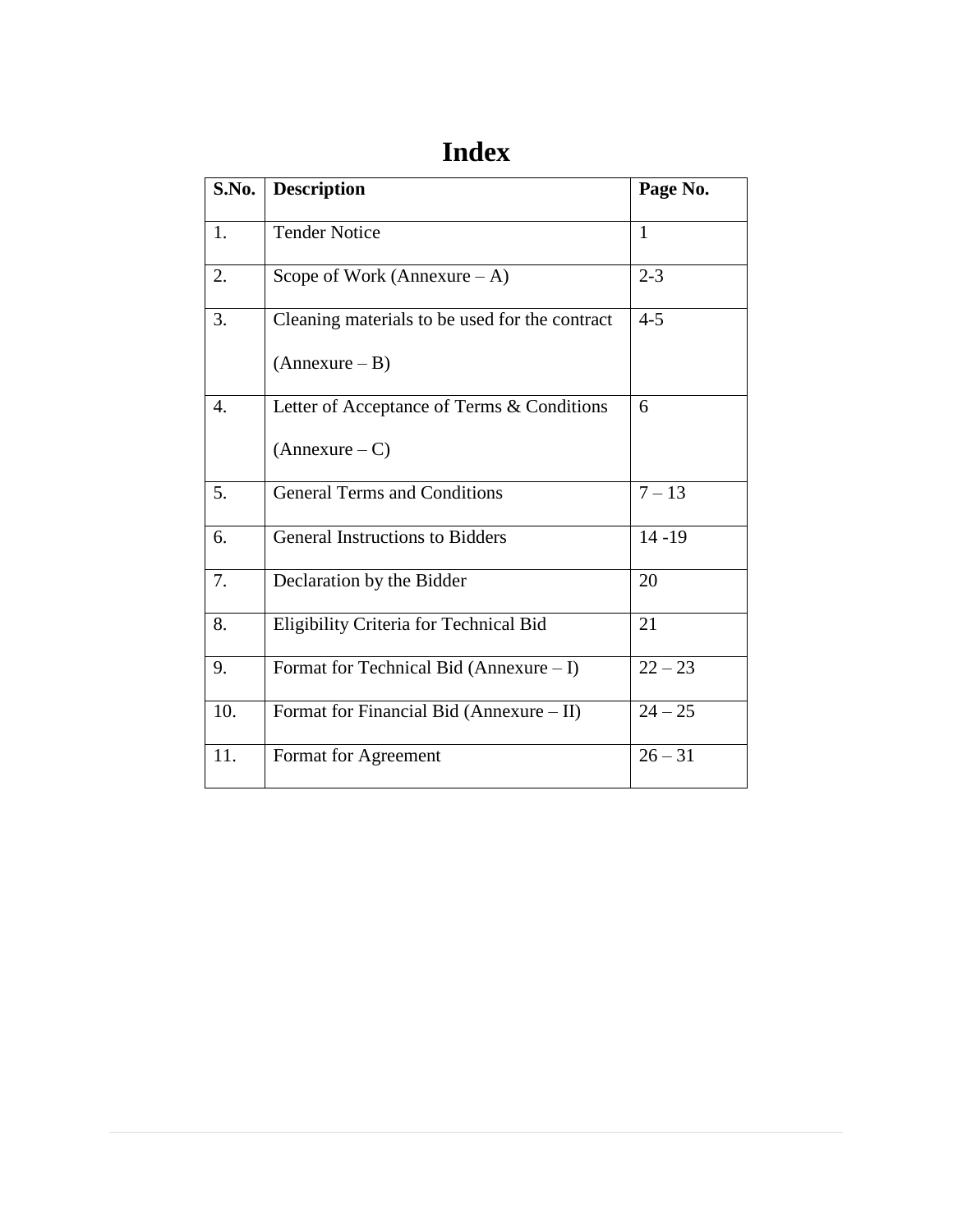# Index

| S.No. | Description | Page No. |
|---|---|---|
| 1. | Tender Notice | 1 |
| 2. | Scope of Work (Annexure – A) | 2-3 |
| 3. | Cleaning materials to be used for the contract (Annexure – B) | 4-5 |
| 4. | Letter of Acceptance of Terms & Conditions (Annexure – C) | 6 |
| 5. | General Terms and Conditions | 7 – 13 |
| 6. | General Instructions to Bidders | 14 -19 |
| 7. | Declaration by the Bidder | 20 |
| 8. | Eligibility Criteria for Technical Bid | 21 |
| 9. | Format for Technical Bid (Annexure – I) | 22 – 23 |
| 10. | Format for Financial Bid (Annexure – II) | 24 – 25 |
| 11. | Format for Agreement | 26 – 31 |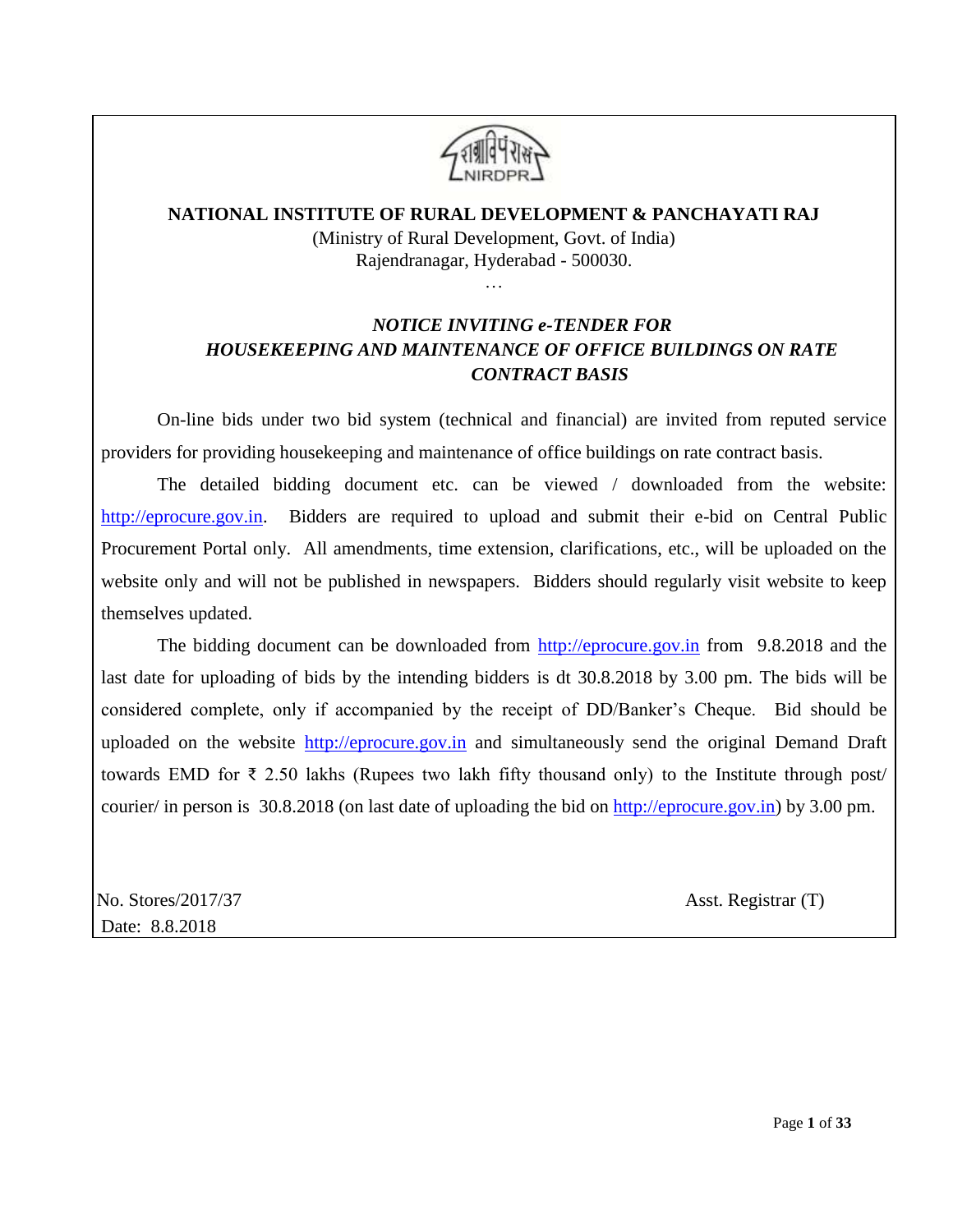**NATIONAL INSTITUTE OF RURAL DEVELOPMENT & PANCHAYATI RAJ**

(Ministry of Rural Development, Govt. of India)

Rajendranagar, Hyderabad - 500030.

…

***NOTICE INVITING e-TENDER FOR HOUSEKEEPING AND MAINTENANCE OF OFFICE BUILDINGS ON RATE CONTRACT BASIS***

On-line bids under two bid system (technical and financial) are invited from reputed service providers for providing housekeeping and maintenance of office buildings on rate contract basis.

The detailed bidding document etc. can be viewed / downloaded from the website: http://eprocure.gov.in. Bidders are required to upload and submit their e-bid on Central Public Procurement Portal only. All amendments, time extension, clarifications, etc., will be uploaded on the website only and will not be published in newspapers. Bidders should regularly visit website to keep themselves updated.

The bidding document can be downloaded from http://eprocure.gov.in from 9.8.2018 and the last date for uploading of bids by the intending bidders is dt 30.8.2018 by 3.00 pm. The bids will be considered complete, only if accompanied by the receipt of DD/Banker's Cheque. Bid should be uploaded on the website http://eprocure.gov.in and simultaneously send the original Demand Draft towards EMD for ₹ 2.50 lakhs (Rupees two lakh fifty thousand only) to the Institute through post/ courier/ in person is 30.8.2018 (on last date of uploading the bid on http://eprocure.gov.in) by 3.00 pm.

No. Stores/2017/37 Asst. Registrar (T)

Date: 8.8.2018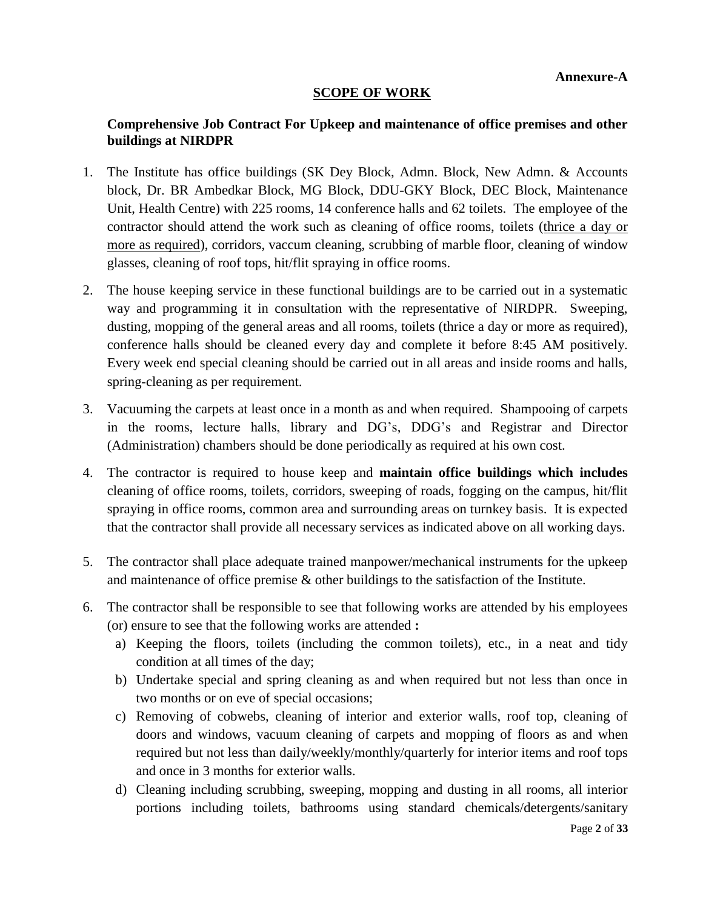**Annexure-A**

## SCOPE OF WORK

### Comprehensive Job Contract For Upkeep and maintenance of office premises and other buildings at NIRDPR

1. The Institute has office buildings (SK Dey Block, Admn. Block, New Admn. & Accounts block, Dr. BR Ambedkar Block, MG Block, DDU-GKY Block, DEC Block, Maintenance Unit, Health Centre) with 225 rooms, 14 conference halls and 62 toilets. The employee of the contractor should attend the work such as cleaning of office rooms, toilets (thrice a day or more as required), corridors, vaccum cleaning, scrubbing of marble floor, cleaning of window glasses, cleaning of roof tops, hit/flit spraying in office rooms.

2. The house keeping service in these functional buildings are to be carried out in a systematic way and programming it in consultation with the representative of NIRDPR. Sweeping, dusting, mopping of the general areas and all rooms, toilets (thrice a day or more as required), conference halls should be cleaned every day and complete it before 8:45 AM positively. Every week end special cleaning should be carried out in all areas and inside rooms and halls, spring-cleaning as per requirement.

3. Vacuuming the carpets at least once in a month as and when required. Shampooing of carpets in the rooms, lecture halls, library and DG's, DDG's and Registrar and Director (Administration) chambers should be done periodically as required at his own cost.

4. The contractor is required to house keep and **maintain office buildings which includes** cleaning of office rooms, toilets, corridors, sweeping of roads, fogging on the campus, hit/flit spraying in office rooms, common area and surrounding areas on turnkey basis. It is expected that the contractor shall provide all necessary services as indicated above on all working days.

5. The contractor shall place adequate trained manpower/mechanical instruments for the upkeep and maintenance of office premise & other buildings to the satisfaction of the Institute.

6. The contractor shall be responsible to see that following works are attended by his employees (or) ensure to see that the following works are attended **:**
   a) Keeping the floors, toilets (including the common toilets), etc., in a neat and tidy condition at all times of the day;
   b) Undertake special and spring cleaning as and when required but not less than once in two months or on eve of special occasions;
   c) Removing of cobwebs, cleaning of interior and exterior walls, roof top, cleaning of doors and windows, vacuum cleaning of carpets and mopping of floors as and when required but not less than daily/weekly/monthly/quarterly for interior items and roof tops and once in 3 months for exterior walls.
   d) Cleaning including scrubbing, sweeping, mopping and dusting in all rooms, all interior portions including toilets, bathrooms using standard chemicals/detergents/sanitary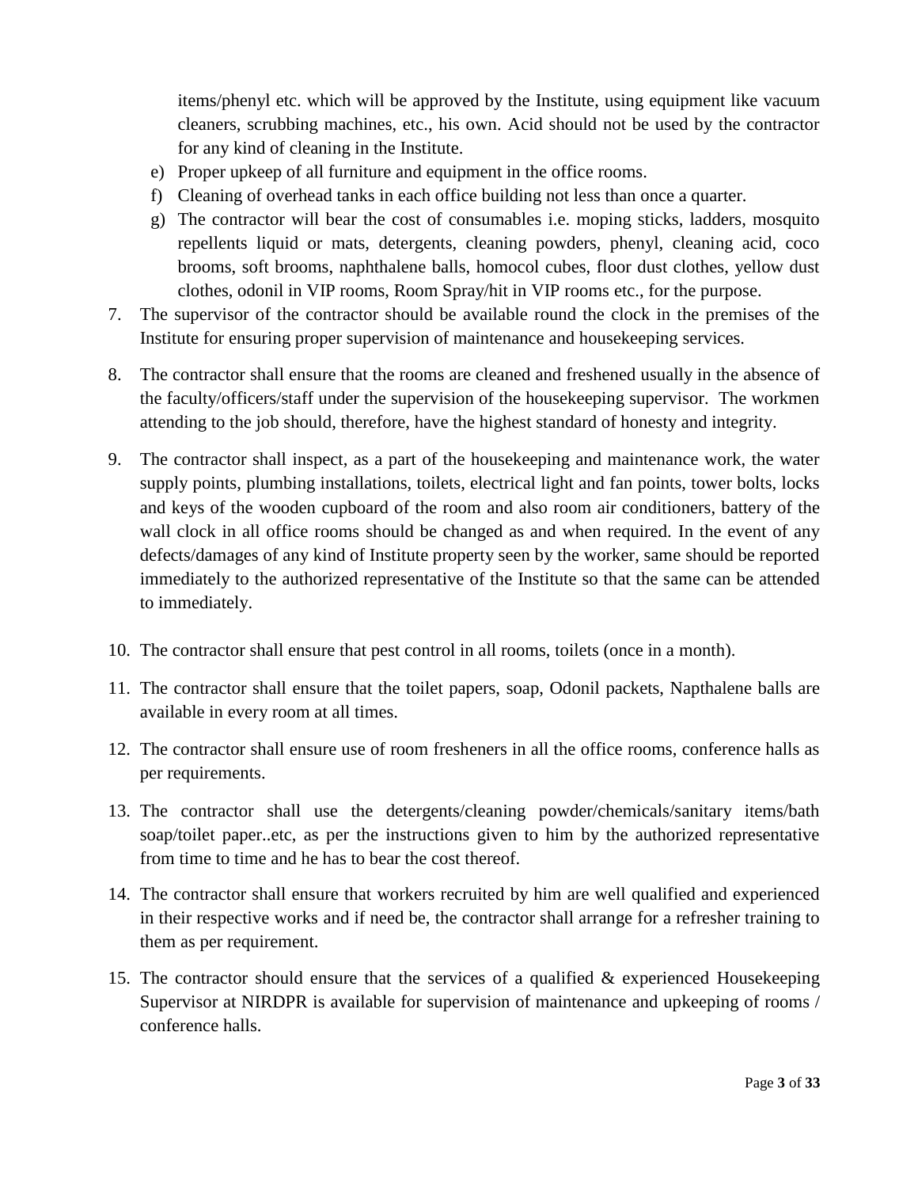items/phenyl etc. which will be approved by the Institute, using equipment like vacuum cleaners, scrubbing machines, etc., his own. Acid should not be used by the contractor for any kind of cleaning in the Institute.

e) Proper upkeep of all furniture and equipment in the office rooms.

f) Cleaning of overhead tanks in each office building not less than once a quarter.

g) The contractor will bear the cost of consumables i.e. moping sticks, ladders, mosquito repellents liquid or mats, detergents, cleaning powders, phenyl, cleaning acid, coco brooms, soft brooms, naphthalene balls, homocol cubes, floor dust clothes, yellow dust clothes, odonil in VIP rooms, Room Spray/hit in VIP rooms etc., for the purpose.

7. The supervisor of the contractor should be available round the clock in the premises of the Institute for ensuring proper supervision of maintenance and housekeeping services.

8. The contractor shall ensure that the rooms are cleaned and freshened usually in the absence of the faculty/officers/staff under the supervision of the housekeeping supervisor. The workmen attending to the job should, therefore, have the highest standard of honesty and integrity.

9. The contractor shall inspect, as a part of the housekeeping and maintenance work, the water supply points, plumbing installations, toilets, electrical light and fan points, tower bolts, locks and keys of the wooden cupboard of the room and also room air conditioners, battery of the wall clock in all office rooms should be changed as and when required. In the event of any defects/damages of any kind of Institute property seen by the worker, same should be reported immediately to the authorized representative of the Institute so that the same can be attended to immediately.

10. The contractor shall ensure that pest control in all rooms, toilets (once in a month).

11. The contractor shall ensure that the toilet papers, soap, Odonil packets, Napthalene balls are available in every room at all times.

12. The contractor shall ensure use of room fresheners in all the office rooms, conference halls as per requirements.

13. The contractor shall use the detergents/cleaning powder/chemicals/sanitary items/bath soap/toilet paper..etc, as per the instructions given to him by the authorized representative from time to time and he has to bear the cost thereof.

14. The contractor shall ensure that workers recruited by him are well qualified and experienced in their respective works and if need be, the contractor shall arrange for a refresher training to them as per requirement.

15. The contractor should ensure that the services of a qualified & experienced Housekeeping Supervisor at NIRDPR is available for supervision of maintenance and upkeeping of rooms / conference halls.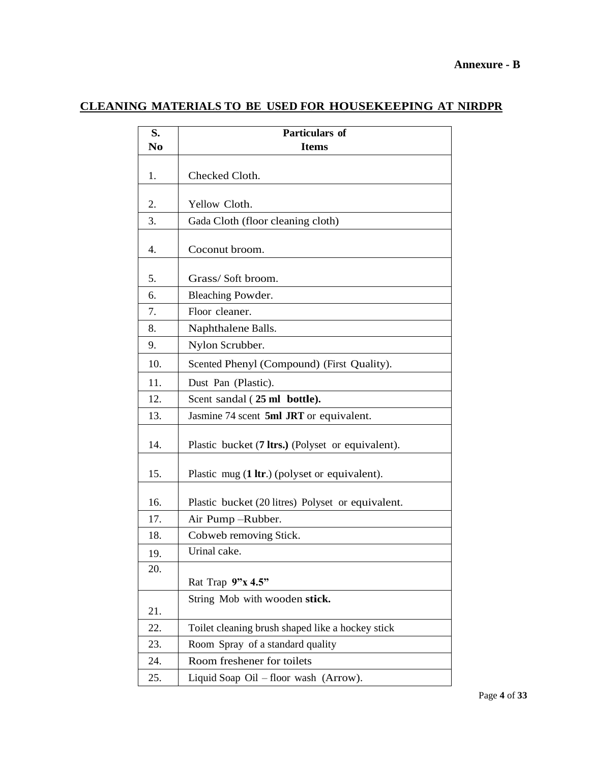**Annexure - B**

## CLEANING MATERIALS TO BE USED FOR HOUSEKEEPING AT NIRDPR

| S. No | Particulars of Items |
|---|---|
| 1. | Checked Cloth. |
| 2. | Yellow Cloth. |
| 3. | Gada Cloth (floor cleaning cloth) |
| 4. | Coconut broom. |
| 5. | Grass/ Soft broom. |
| 6. | Bleaching Powder. |
| 7. | Floor cleaner. |
| 8. | Naphthalene Balls. |
| 9. | Nylon Scrubber. |
| 10. | Scented Phenyl (Compound) (First Quality). |
| 11. | Dust Pan (Plastic). |
| 12. | Scent sandal ( **25 ml bottle).** |
| 13. | Jasmine 74 scent **5ml JRT** or equivalent. |
| 14. | Plastic bucket (**7 ltrs.)** (Polyset or equivalent). |
| 15. | Plastic mug (**1 ltr**.) (polyset or equivalent). |
| 16. | Plastic bucket (20 litres) Polyset or equivalent. |
| 17. | Air Pump –Rubber. |
| 18. | Cobweb removing Stick. |
| 19. | Urinal cake. |
| 20. | Rat Trap **9"x 4.5"** |
| 21. | String Mob with wooden **stick.** |
| 22. | Toilet cleaning brush shaped like a hockey stick |
| 23. | Room Spray of a standard quality |
| 24. | Room freshener for toilets |
| 25. | Liquid Soap Oil – floor wash (Arrow). |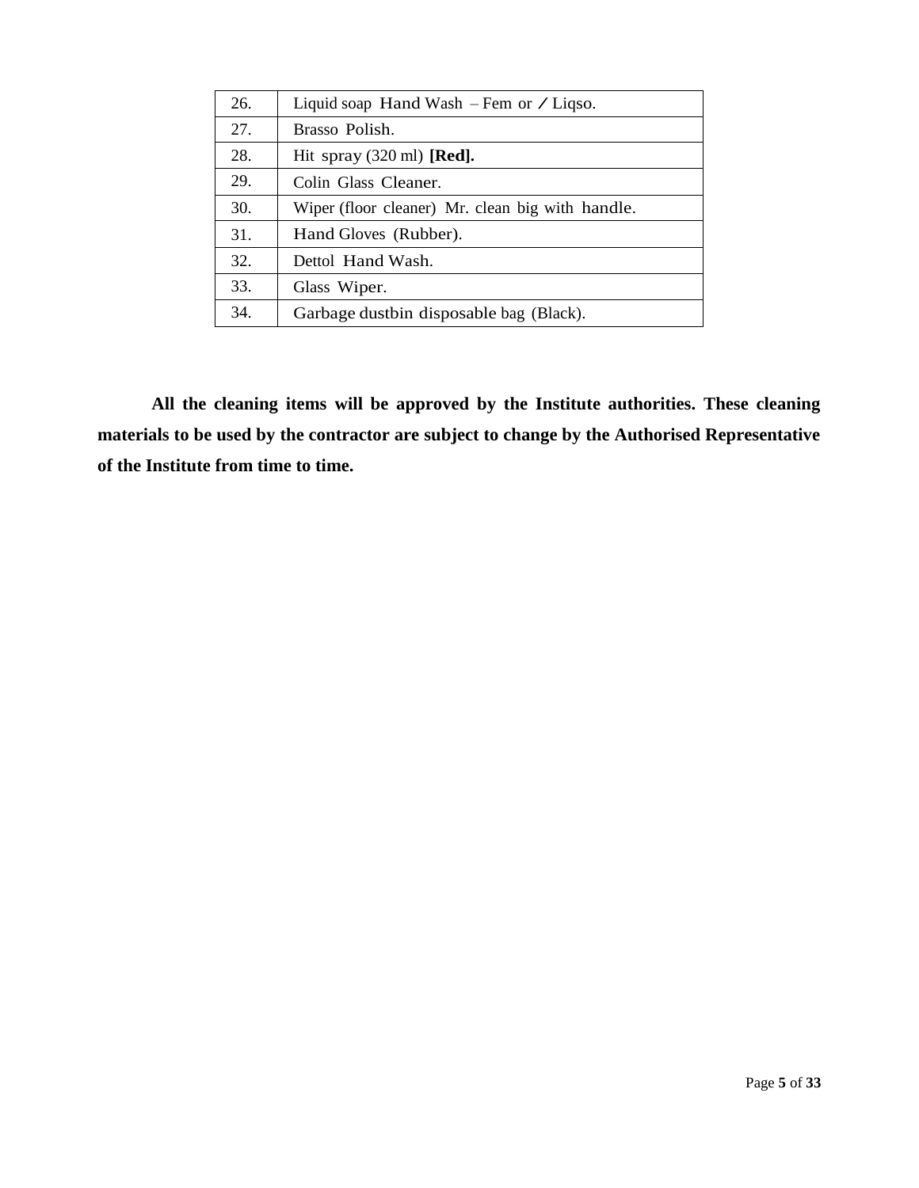| 26. | Liquid soap Hand Wash – Fem or / Liqso. |
|---|---|
| 27. | Brasso Polish. |
| 28. | Hit spray (320 ml) **[Red].** |
| 29. | Colin Glass Cleaner. |
| 30. | Wiper (floor cleaner) Mr. clean big with handle. |
| 31. | Hand Gloves (Rubber). |
| 32. | Dettol Hand Wash. |
| 33. | Glass Wiper. |
| 34. | Garbage dustbin disposable bag (Black). |

**All the cleaning items will be approved by the Institute authorities. These cleaning materials to be used by the contractor are subject to change by the Authorised Representative of the Institute from time to time.**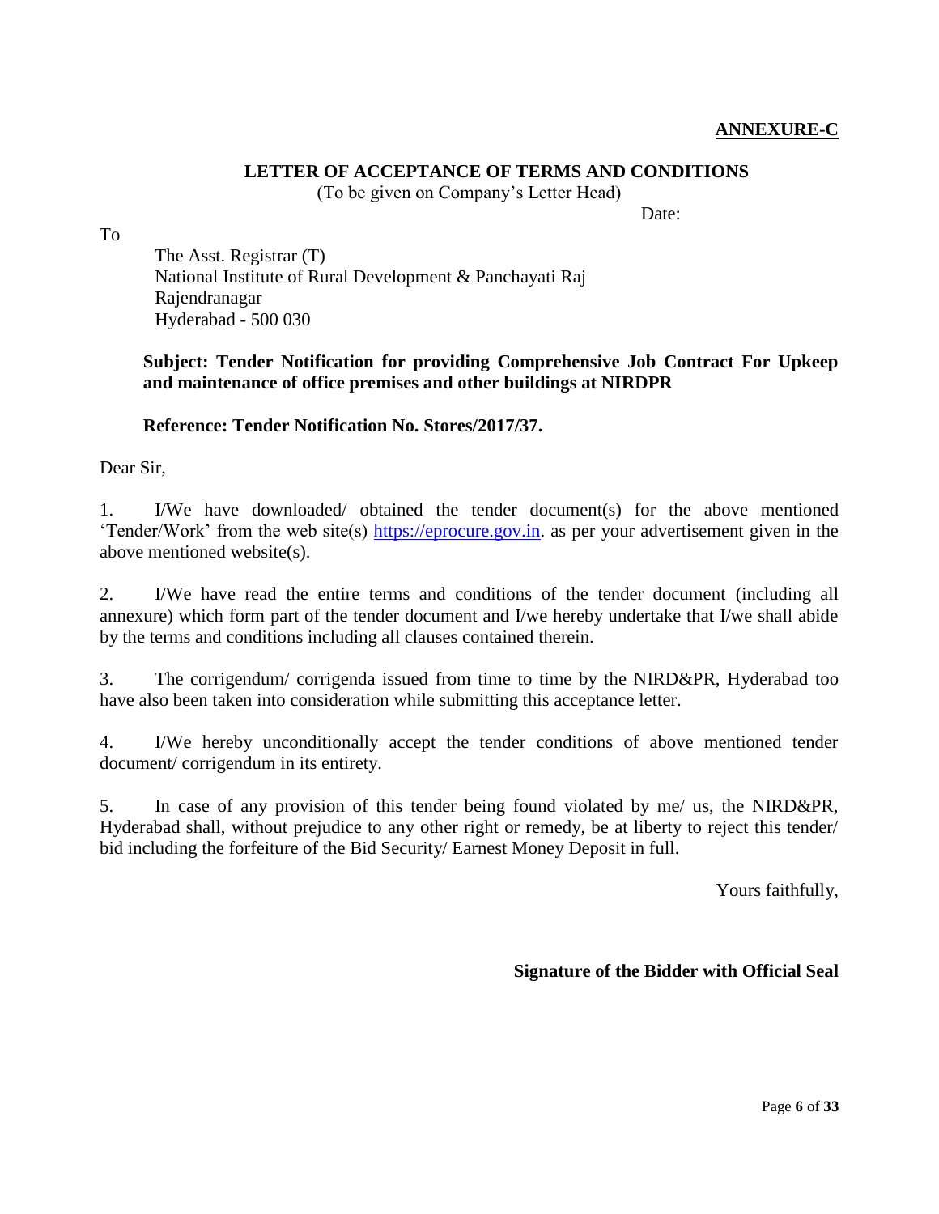**ANNEXURE-C**

## LETTER OF ACCEPTANCE OF TERMS AND CONDITIONS

(To be given on Company's Letter Head)

Date:

To

The Asst. Registrar (T)
National Institute of Rural Development & Panchayati Raj
Rajendranagar
Hyderabad - 500 030

**Subject: Tender Notification for providing Comprehensive Job Contract For Upkeep and maintenance of office premises and other buildings at NIRDPR**

**Reference: Tender Notification No. Stores/2017/37.**

Dear Sir,

1. I/We have downloaded/ obtained the tender document(s) for the above mentioned 'Tender/Work' from the web site(s) [https://eprocure.gov.in](https://eprocure.gov.in). as per your advertisement given in the above mentioned website(s).

2. I/We have read the entire terms and conditions of the tender document (including all annexure) which form part of the tender document and I/we hereby undertake that I/we shall abide by the terms and conditions including all clauses contained therein.

3. The corrigendum/ corrigenda issued from time to time by the NIRD&PR, Hyderabad too have also been taken into consideration while submitting this acceptance letter.

4. I/We hereby unconditionally accept the tender conditions of above mentioned tender document/ corrigendum in its entirety.

5. In case of any provision of this tender being found violated by me/ us, the NIRD&PR, Hyderabad shall, without prejudice to any other right or remedy, be at liberty to reject this tender/ bid including the forfeiture of the Bid Security/ Earnest Money Deposit in full.

Yours faithfully,

**Signature of the Bidder with Official Seal**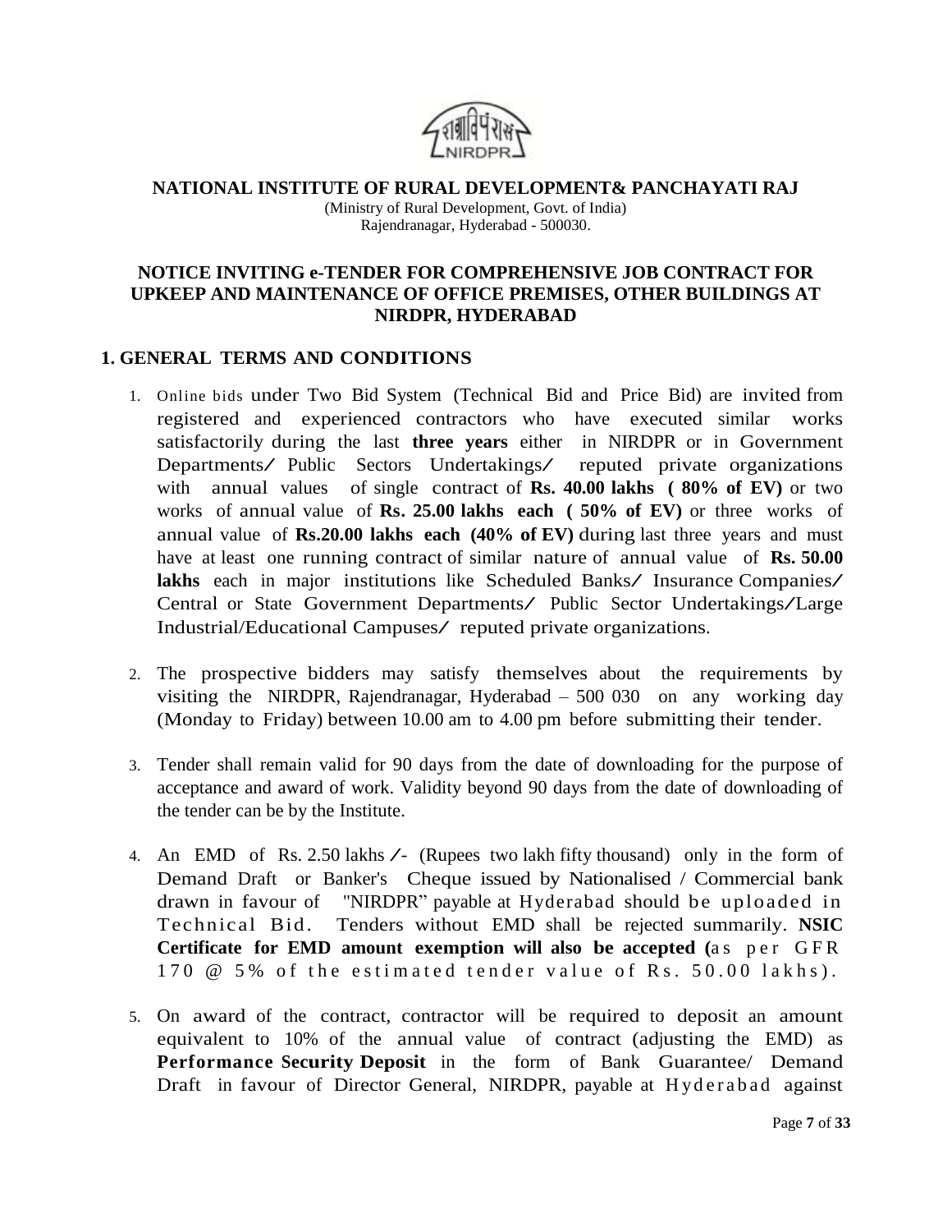**NATIONAL INSTITUTE OF RURAL DEVELOPMENT& PANCHAYATI RAJ**

(Ministry of Rural Development, Govt. of India)
Rajendranagar, Hyderabad - 500030.

## NOTICE INVITING e-TENDER FOR COMPREHENSIVE JOB CONTRACT FOR UPKEEP AND MAINTENANCE OF OFFICE PREMISES, OTHER BUILDINGS AT NIRDPR, HYDERABAD

### 1. GENERAL TERMS AND CONDITIONS

1. Online bids under Two Bid System (Technical Bid and Price Bid) are invited from registered and experienced contractors who have executed similar works satisfactorily during the last **three years** either in NIRDPR or in Government Departments/ Public Sectors Undertakings/ reputed private organizations with annual values of single contract of **Rs. 40.00 lakhs ( 80% of EV)** or two works of annual value of **Rs. 25.00 lakhs each ( 50% of EV)** or three works of annual value of **Rs.20.00 lakhs each (40% of EV)** during last three years and must have at least one running contract of similar nature of annual value of **Rs. 50.00 lakhs** each in major institutions like Scheduled Banks/ Insurance Companies/ Central or State Government Departments/ Public Sector Undertakings/Large Industrial/Educational Campuses/ reputed private organizations.

2. The prospective bidders may satisfy themselves about the requirements by visiting the NIRDPR, Rajendranagar, Hyderabad – 500 030 on any working day (Monday to Friday) between 10.00 am to 4.00 pm before submitting their tender.

3. Tender shall remain valid for 90 days from the date of downloading for the purpose of acceptance and award of work. Validity beyond 90 days from the date of downloading of the tender can be by the Institute.

4. An EMD of Rs. 2.50 lakhs /- (Rupees two lakh fifty thousand) only in the form of Demand Draft or Banker's Cheque issued by Nationalised / Commercial bank drawn in favour of "NIRDPR" payable at Hyderabad should be uploaded in Technical Bid. Tenders without EMD shall be rejected summarily. **NSIC Certificate for EMD amount exemption will also be accepted (**as per GFR 170 @ 5% of the estimated tender value of Rs. 50.00 lakhs).

5. On award of the contract, contractor will be required to deposit an amount equivalent to 10% of the annual value of contract (adjusting the EMD) as **Performance Security Deposit** in the form of Bank Guarantee/ Demand Draft in favour of Director General, NIRDPR, payable at Hyderabad against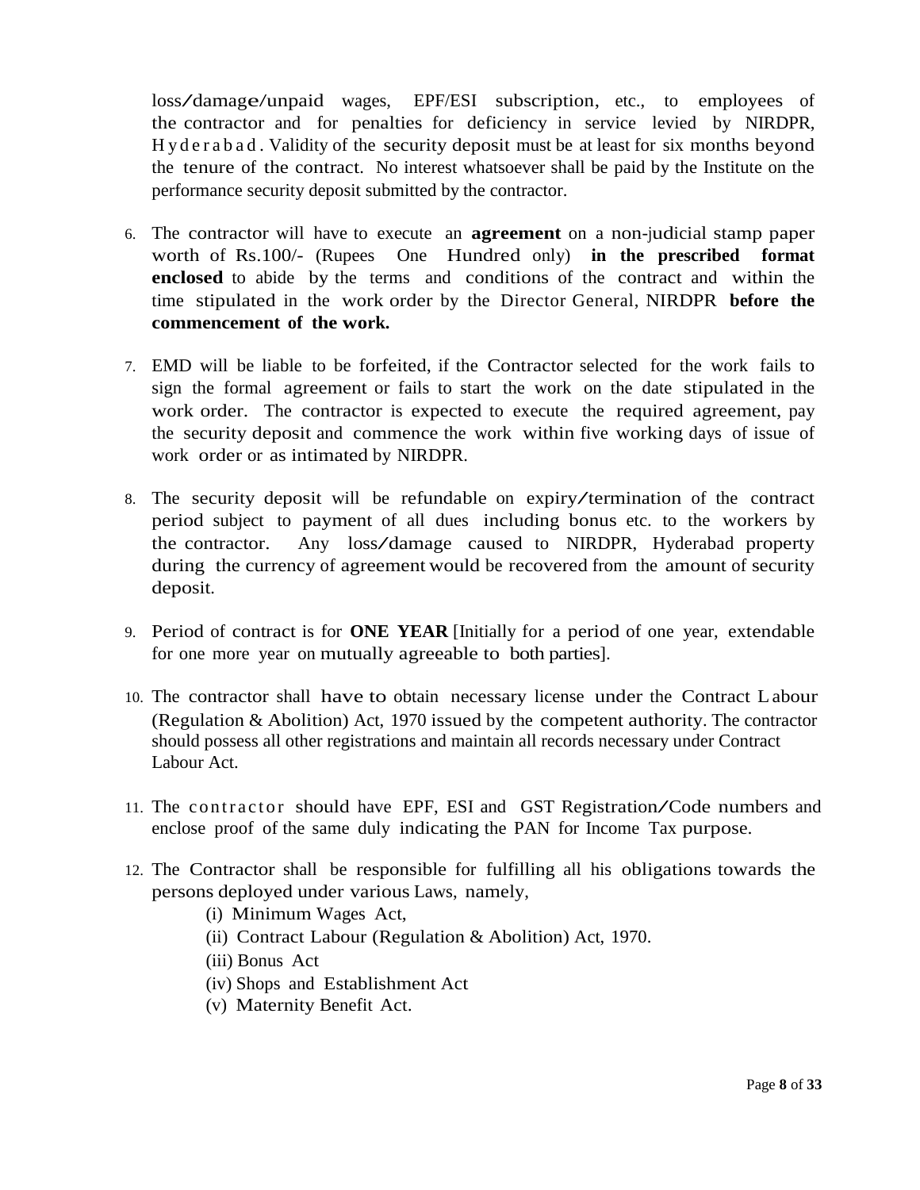loss/damage/unpaid wages, EPF/ESI subscription, etc., to employees of the contractor and for penalties for deficiency in service levied by NIRDPR, Hyderabad. Validity of the security deposit must be at least for six months beyond the tenure of the contract. No interest whatsoever shall be paid by the Institute on the performance security deposit submitted by the contractor.

6. The contractor will have to execute an **agreement** on a non-judicial stamp paper worth of Rs.100/- (Rupees One Hundred only) **in the prescribed format enclosed** to abide by the terms and conditions of the contract and within the time stipulated in the work order by the Director General, NIRDPR **before the commencement of the work.**

7. EMD will be liable to be forfeited, if the Contractor selected for the work fails to sign the formal agreement or fails to start the work on the date stipulated in the work order. The contractor is expected to execute the required agreement, pay the security deposit and commence the work within five working days of issue of work order or as intimated by NIRDPR.

8. The security deposit will be refundable on expiry/termination of the contract period subject to payment of all dues including bonus etc. to the workers by the contractor. Any loss/damage caused to NIRDPR, Hyderabad property during the currency of agreement would be recovered from the amount of security deposit.

9. Period of contract is for **ONE YEAR** [Initially for a period of one year, extendable for one more year on mutually agreeable to both parties].

10. The contractor shall have to obtain necessary license under the Contract Labour (Regulation & Abolition) Act, 1970 issued by the competent authority. The contractor should possess all other registrations and maintain all records necessary under Contract Labour Act.

11. The contractor should have EPF, ESI and GST Registration/Code numbers and enclose proof of the same duly indicating the PAN for Income Tax purpose.

12. The Contractor shall be responsible for fulfilling all his obligations towards the persons deployed under various Laws, namely,
    - (i) Minimum Wages Act,
    - (ii) Contract Labour (Regulation & Abolition) Act, 1970.
    - (iii) Bonus Act
    - (iv) Shops and Establishment Act
    - (v) Maternity Benefit Act.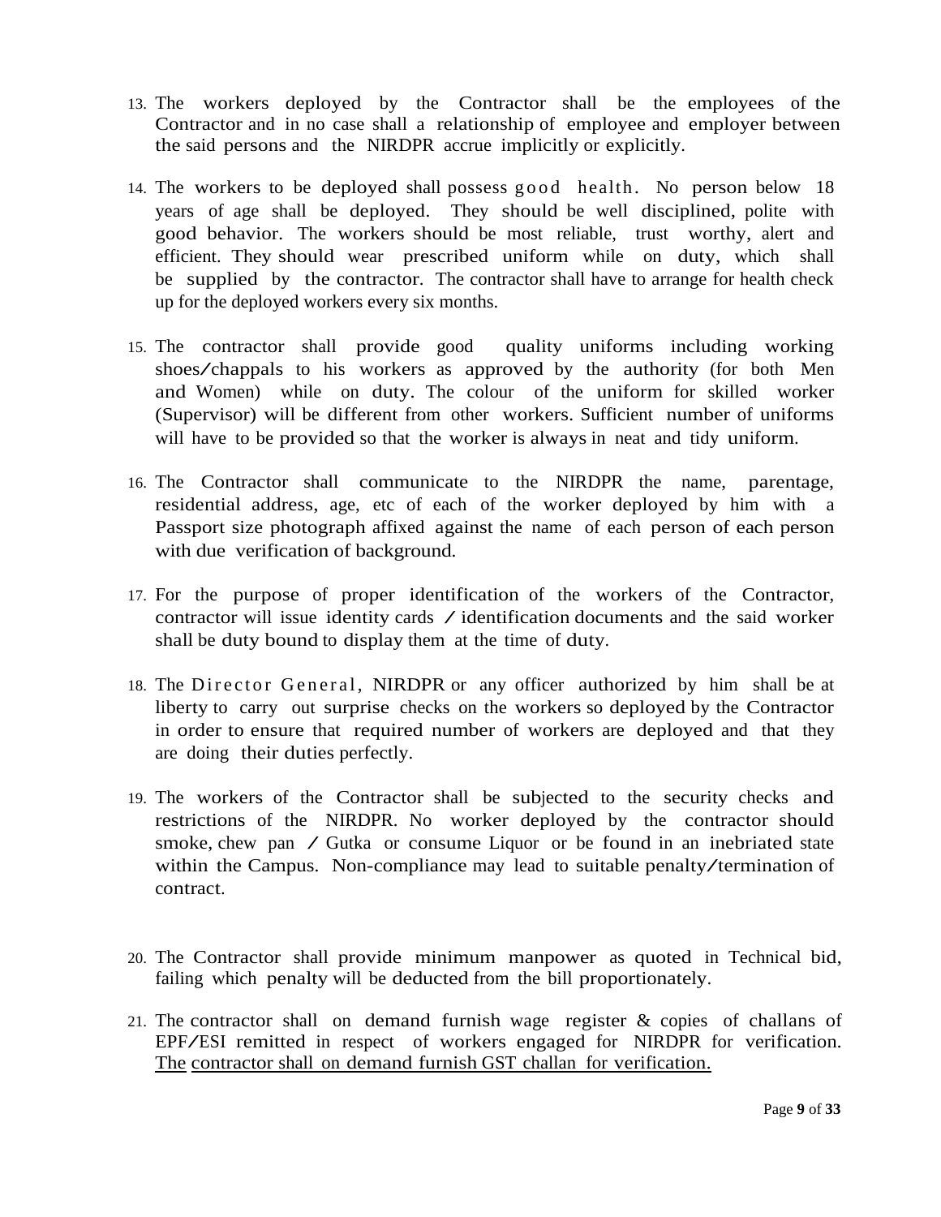13. The workers deployed by the Contractor shall be the employees of the Contractor and in no case shall a relationship of employee and employer between the said persons and the NIRDPR accrue implicitly or explicitly.

14. The workers to be deployed shall possess good health. No person below 18 years of age shall be deployed. They should be well disciplined, polite with good behavior. The workers should be most reliable, trust worthy, alert and efficient. They should wear prescribed uniform while on duty, which shall be supplied by the contractor. The contractor shall have to arrange for health check up for the deployed workers every six months.

15. The contractor shall provide good quality uniforms including working shoes/chappals to his workers as approved by the authority (for both Men and Women) while on duty. The colour of the uniform for skilled worker (Supervisor) will be different from other workers. Sufficient number of uniforms will have to be provided so that the worker is always in neat and tidy uniform.

16. The Contractor shall communicate to the NIRDPR the name, parentage, residential address, age, etc of each of the worker deployed by him with a Passport size photograph affixed against the name of each person of each person with due verification of background.

17. For the purpose of proper identification of the workers of the Contractor, contractor will issue identity cards / identification documents and the said worker shall be duty bound to display them at the time of duty.

18. The Director General, NIRDPR or any officer authorized by him shall be at liberty to carry out surprise checks on the workers so deployed by the Contractor in order to ensure that required number of workers are deployed and that they are doing their duties perfectly.

19. The workers of the Contractor shall be subjected to the security checks and restrictions of the NIRDPR. No worker deployed by the contractor should smoke, chew pan / Gutka or consume Liquor or be found in an inebriated state within the Campus. Non-compliance may lead to suitable penalty/termination of contract.

20. The Contractor shall provide minimum manpower as quoted in Technical bid, failing which penalty will be deducted from the bill proportionately.

21. The contractor shall on demand furnish wage register & copies of challans of EPF/ESI remitted in respect of workers engaged for NIRDPR for verification. The contractor shall on demand furnish GST challan for verification.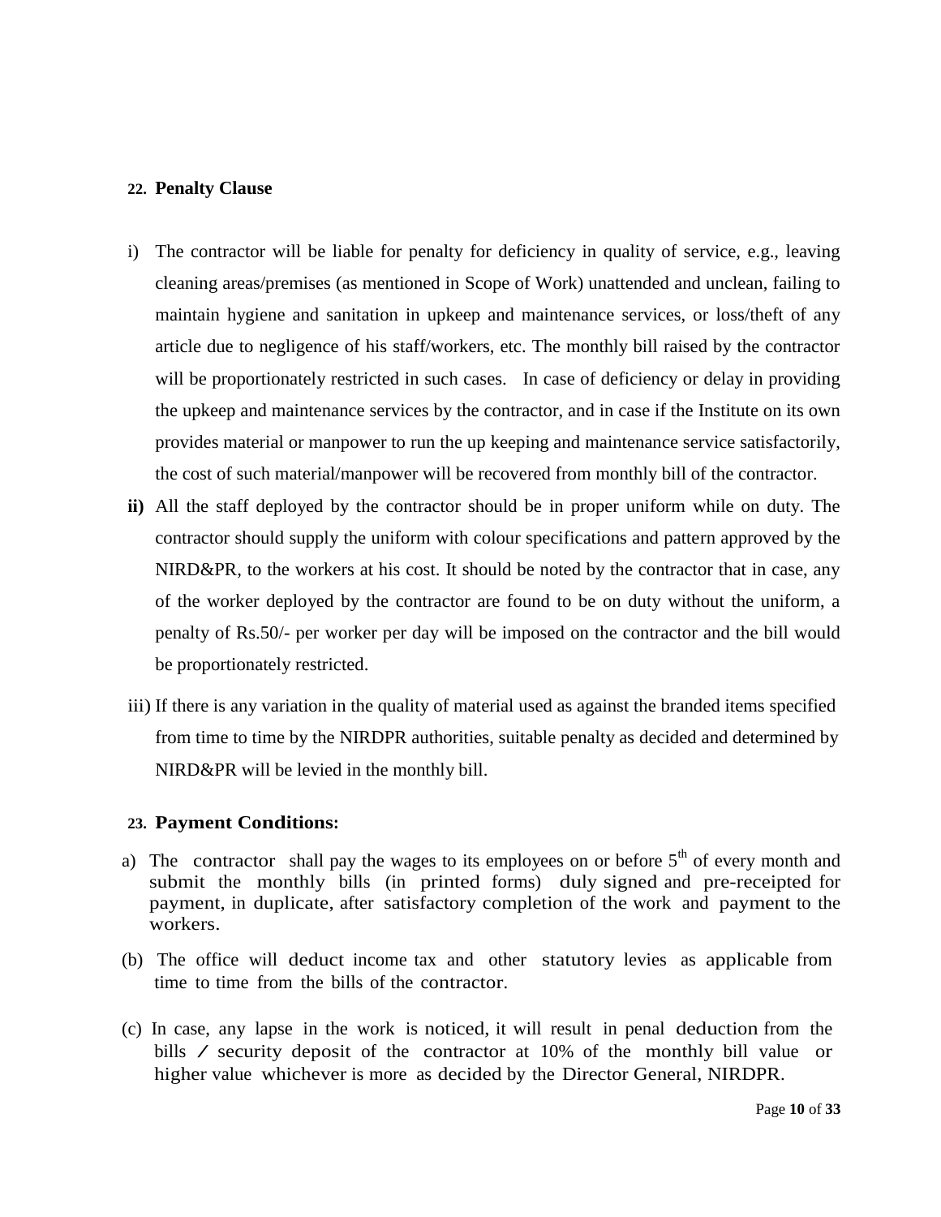## 22. Penalty Clause

i) The contractor will be liable for penalty for deficiency in quality of service, e.g., leaving cleaning areas/premises (as mentioned in Scope of Work) unattended and unclean, failing to maintain hygiene and sanitation in upkeep and maintenance services, or loss/theft of any article due to negligence of his staff/workers, etc. The monthly bill raised by the contractor will be proportionately restricted in such cases. In case of deficiency or delay in providing the upkeep and maintenance services by the contractor, and in case if the Institute on its own provides material or manpower to run the up keeping and maintenance service satisfactorily, the cost of such material/manpower will be recovered from monthly bill of the contractor.

**ii)** All the staff deployed by the contractor should be in proper uniform while on duty. The contractor should supply the uniform with colour specifications and pattern approved by the NIRD&PR, to the workers at his cost. It should be noted by the contractor that in case, any of the worker deployed by the contractor are found to be on duty without the uniform, a penalty of Rs.50/- per worker per day will be imposed on the contractor and the bill would be proportionately restricted.

iii) If there is any variation in the quality of material used as against the branded items specified from time to time by the NIRDPR authorities, suitable penalty as decided and determined by NIRD&PR will be levied in the monthly bill.

## 23. Payment Conditions:

a) The contractor shall pay the wages to its employees on or before 5th of every month and submit the monthly bills (in printed forms) duly signed and pre-receipted for payment, in duplicate, after satisfactory completion of the work and payment to the workers.

(b) The office will deduct income tax and other statutory levies as applicable from time to time from the bills of the contractor.

(c) In case, any lapse in the work is noticed, it will result in penal deduction from the bills / security deposit of the contractor at 10% of the monthly bill value or higher value whichever is more as decided by the Director General, NIRDPR.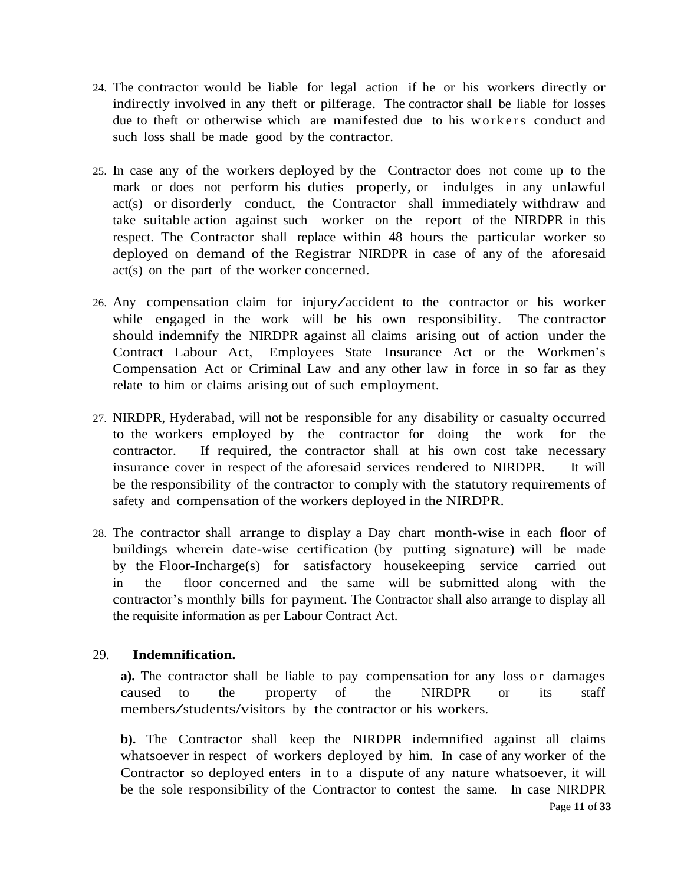24. The contractor would be liable for legal action if he or his workers directly or indirectly involved in any theft or pilferage. The contractor shall be liable for losses due to theft or otherwise which are manifested due to his workers conduct and such loss shall be made good by the contractor.

25. In case any of the workers deployed by the Contractor does not come up to the mark or does not perform his duties properly, or indulges in any unlawful act(s) or disorderly conduct, the Contractor shall immediately withdraw and take suitable action against such worker on the report of the NIRDPR in this respect. The Contractor shall replace within 48 hours the particular worker so deployed on demand of the Registrar NIRDPR in case of any of the aforesaid act(s) on the part of the worker concerned.

26. Any compensation claim for injury/accident to the contractor or his worker while engaged in the work will be his own responsibility. The contractor should indemnify the NIRDPR against all claims arising out of action under the Contract Labour Act, Employees State Insurance Act or the Workmen's Compensation Act or Criminal Law and any other law in force in so far as they relate to him or claims arising out of such employment.

27. NIRDPR, Hyderabad, will not be responsible for any disability or casualty occurred to the workers employed by the contractor for doing the work for the contractor. If required, the contractor shall at his own cost take necessary insurance cover in respect of the aforesaid services rendered to NIRDPR. It will be the responsibility of the contractor to comply with the statutory requirements of safety and compensation of the workers deployed in the NIRDPR.

28. The contractor shall arrange to display a Day chart month-wise in each floor of buildings wherein date-wise certification (by putting signature) will be made by the Floor-Incharge(s) for satisfactory housekeeping service carried out in the floor concerned and the same will be submitted along with the contractor's monthly bills for payment. The Contractor shall also arrange to display all the requisite information as per Labour Contract Act.

29. **Indemnification.**

**a).** The contractor shall be liable to pay compensation for any loss or damages caused to the property of the NIRDPR or its staff members/students/visitors by the contractor or his workers.

**b).** The Contractor shall keep the NIRDPR indemnified against all claims whatsoever in respect of workers deployed by him. In case of any worker of the Contractor so deployed enters in to a dispute of any nature whatsoever, it will be the sole responsibility of the Contractor to contest the same. In case NIRDPR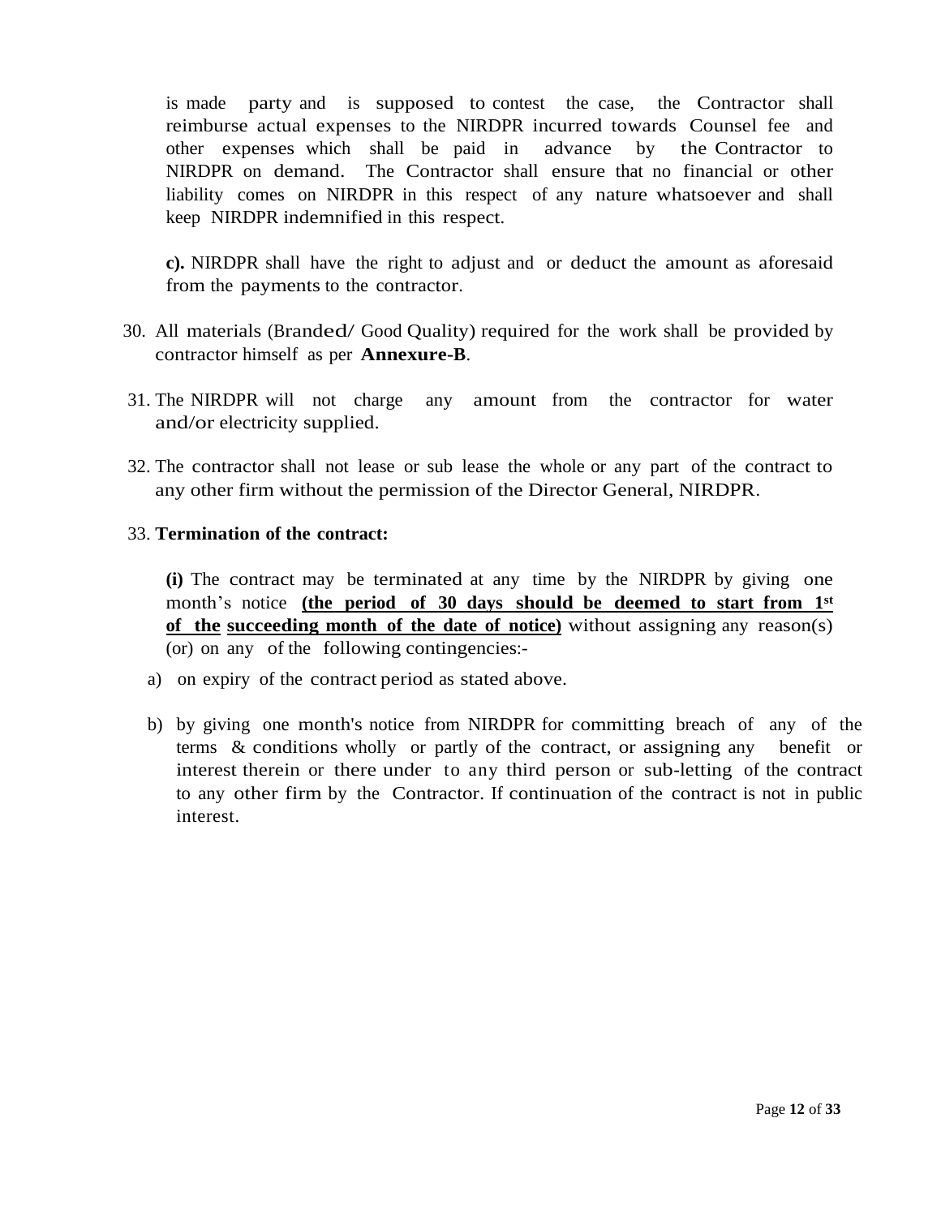is made party and is supposed to contest the case, the Contractor shall reimburse actual expenses to the NIRDPR incurred towards Counsel fee and other expenses which shall be paid in advance by the Contractor to NIRDPR on demand. The Contractor shall ensure that no financial or other liability comes on NIRDPR in this respect of any nature whatsoever and shall keep NIRDPR indemnified in this respect.

**c).** NIRDPR shall have the right to adjust and or deduct the amount as aforesaid from the payments to the contractor.

30. All materials (Branded/ Good Quality) required for the work shall be provided by contractor himself as per **Annexure-B**.

31. The NIRDPR will not charge any amount from the contractor for water and/or electricity supplied.

32. The contractor shall not lease or sub lease the whole or any part of the contract to any other firm without the permission of the Director General, NIRDPR.

33. **Termination of the contract:**

**(i)** The contract may be terminated at any time by the NIRDPR by giving one month's notice **<u>(the period of 30 days should be deemed to start from 1st of the succeeding month of the date of notice)</u>** without assigning any reason(s) (or) on any of the following contingencies:-

a) on expiry of the contract period as stated above.

b) by giving one month's notice from NIRDPR for committing breach of any of the terms & conditions wholly or partly of the contract, or assigning any benefit or interest therein or there under to any third person or sub-letting of the contract to any other firm by the Contractor. If continuation of the contract is not in public interest.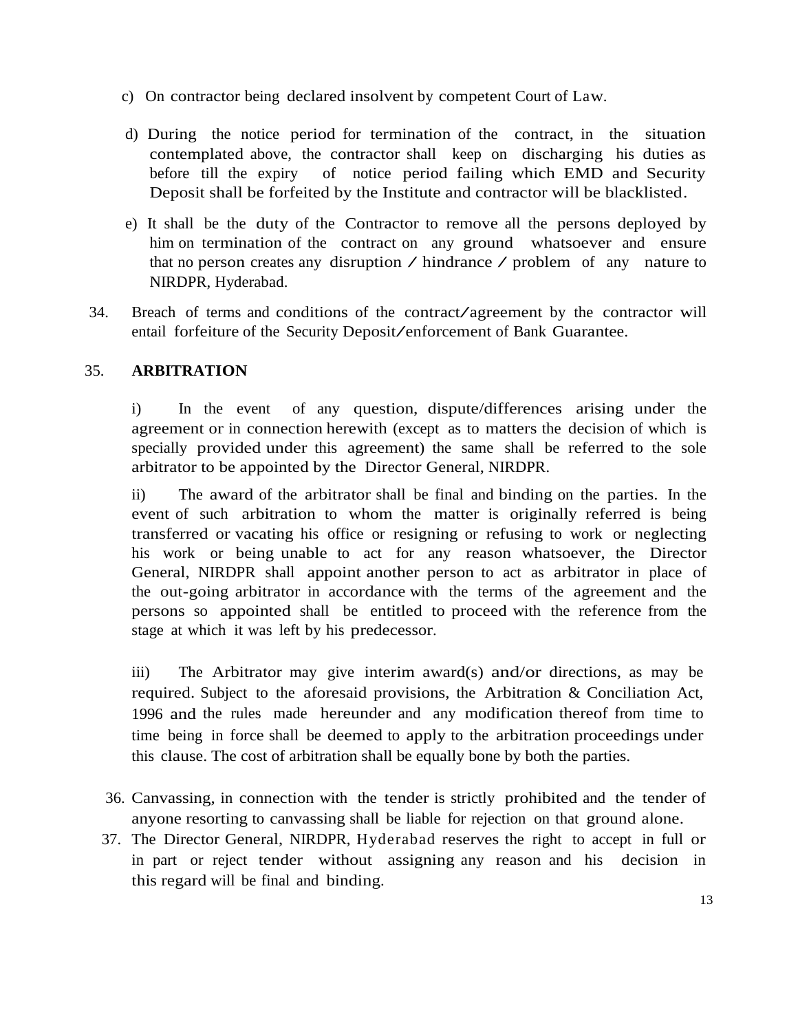c) On contractor being declared insolvent by competent Court of Law.

d) During the notice period for termination of the contract, in the situation contemplated above, the contractor shall keep on discharging his duties as before till the expiry of notice period failing which EMD and Security Deposit shall be forfeited by the Institute and contractor will be blacklisted.

e) It shall be the duty of the Contractor to remove all the persons deployed by him on termination of the contract on any ground whatsoever and ensure that no person creates any disruption / hindrance / problem of any nature to NIRDPR, Hyderabad.

34. Breach of terms and conditions of the contract/agreement by the contractor will entail forfeiture of the Security Deposit/enforcement of Bank Guarantee.

35. **ARBITRATION**

i) In the event of any question, dispute/differences arising under the agreement or in connection herewith (except as to matters the decision of which is specially provided under this agreement) the same shall be referred to the sole arbitrator to be appointed by the Director General, NIRDPR.

ii) The award of the arbitrator shall be final and binding on the parties. In the event of such arbitration to whom the matter is originally referred is being transferred or vacating his office or resigning or refusing to work or neglecting his work or being unable to act for any reason whatsoever, the Director General, NIRDPR shall appoint another person to act as arbitrator in place of the out-going arbitrator in accordance with the terms of the agreement and the persons so appointed shall be entitled to proceed with the reference from the stage at which it was left by his predecessor.

iii) The Arbitrator may give interim award(s) and/or directions, as may be required. Subject to the aforesaid provisions, the Arbitration & Conciliation Act, 1996 and the rules made hereunder and any modification thereof from time to time being in force shall be deemed to apply to the arbitration proceedings under this clause. The cost of arbitration shall be equally bone by both the parties.

36. Canvassing, in connection with the tender is strictly prohibited and the tender of anyone resorting to canvassing shall be liable for rejection on that ground alone.

37. The Director General, NIRDPR, Hyderabad reserves the right to accept in full or in part or reject tender without assigning any reason and his decision in this regard will be final and binding.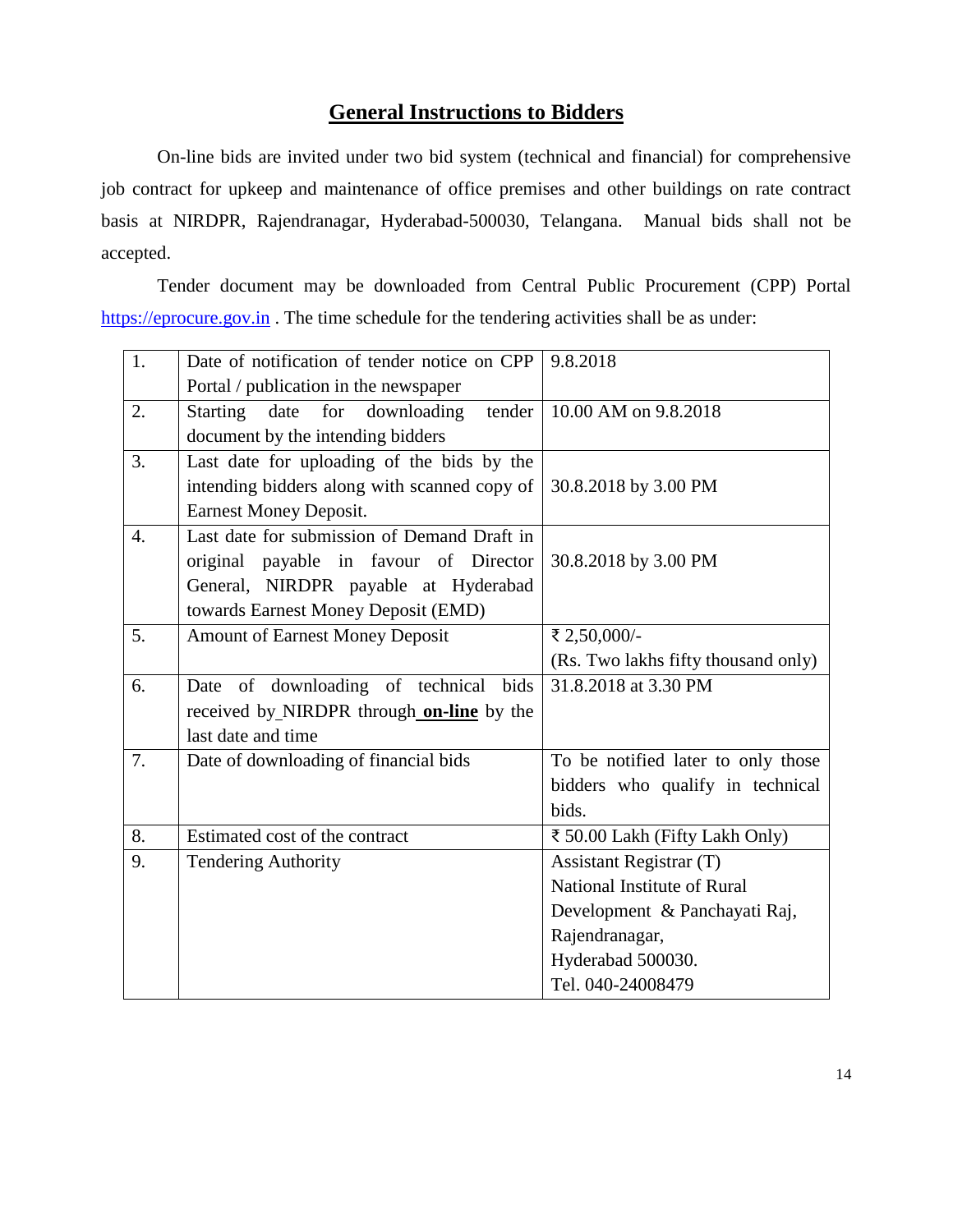## General Instructions to Bidders

On-line bids are invited under two bid system (technical and financial) for comprehensive job contract for upkeep and maintenance of office premises and other buildings on rate contract basis at NIRDPR, Rajendranagar, Hyderabad-500030, Telangana. Manual bids shall not be accepted.

Tender document may be downloaded from Central Public Procurement (CPP) Portal [https://eprocure.gov.in](https://eprocure.gov.in) . The time schedule for the tendering activities shall be as under:

| | | |
|---|---|---|
| 1. | Date of notification of tender notice on CPP Portal / publication in the newspaper | 9.8.2018 |
| 2. | Starting date for downloading tender document by the intending bidders | 10.00 AM on 9.8.2018 |
| 3. | Last date for uploading of the bids by the intending bidders along with scanned copy of Earnest Money Deposit. | 30.8.2018 by 3.00 PM |
| 4. | Last date for submission of Demand Draft in original payable in favour of Director General, NIRDPR payable at Hyderabad towards Earnest Money Deposit (EMD) | 30.8.2018 by 3.00 PM |
| 5. | Amount of Earnest Money Deposit | ₹ 2,50,000/-<br>(Rs. Two lakhs fifty thousand only) |
| 6. | Date of downloading of technical bids received by NIRDPR through **on-line** by the last date and time | 31.8.2018 at 3.30 PM |
| 7. | Date of downloading of financial bids | To be notified later to only those bidders who qualify in technical bids. |
| 8. | Estimated cost of the contract | ₹ 50.00 Lakh (Fifty Lakh Only) |
| 9. | Tendering Authority | Assistant Registrar (T)<br>National Institute of Rural Development & Panchayati Raj,<br>Rajendranagar,<br>Hyderabad 500030.<br>Tel. 040-24008479 |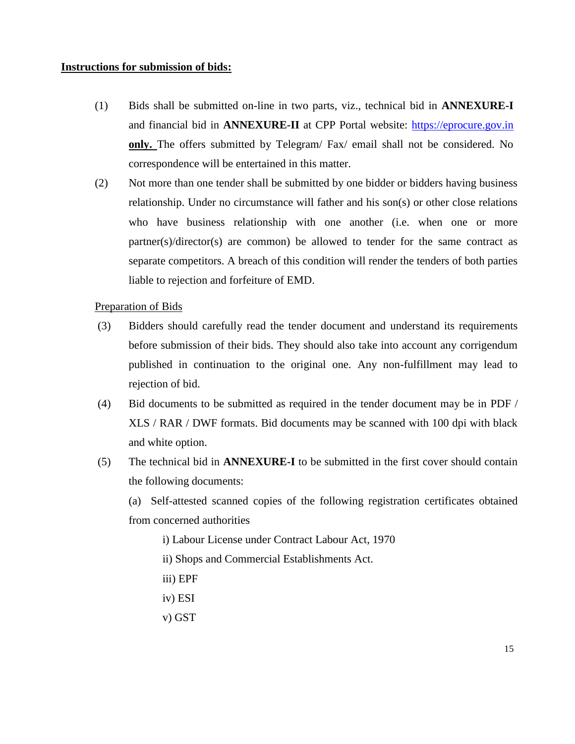**<u>Instructions for submission of bids:</u>**

(1) Bids shall be submitted on-line in two parts, viz., technical bid in **ANNEXURE-I** and financial bid in **ANNEXURE-II** at CPP Portal website: https://eprocure.gov.in **<u>only.</u>** The offers submitted by Telegram/ Fax/ email shall not be considered. No correspondence will be entertained in this matter.

(2) Not more than one tender shall be submitted by one bidder or bidders having business relationship. Under no circumstance will father and his son(s) or other close relations who have business relationship with one another (i.e. when one or more partner(s)/director(s) are common) be allowed to tender for the same contract as separate competitors. A breach of this condition will render the tenders of both parties liable to rejection and forfeiture of EMD.

<u>Preparation of Bids</u>

(3) Bidders should carefully read the tender document and understand its requirements before submission of their bids. They should also take into account any corrigendum published in continuation to the original one. Any non-fulfillment may lead to rejection of bid.

(4) Bid documents to be submitted as required in the tender document may be in PDF / XLS / RAR / DWF formats. Bid documents may be scanned with 100 dpi with black and white option.

(5) The technical bid in **ANNEXURE-I** to be submitted in the first cover should contain the following documents:

(a) Self-attested scanned copies of the following registration certificates obtained from concerned authorities

i) Labour License under Contract Labour Act, 1970

ii) Shops and Commercial Establishments Act.

iii) EPF

iv) ESI

v) GST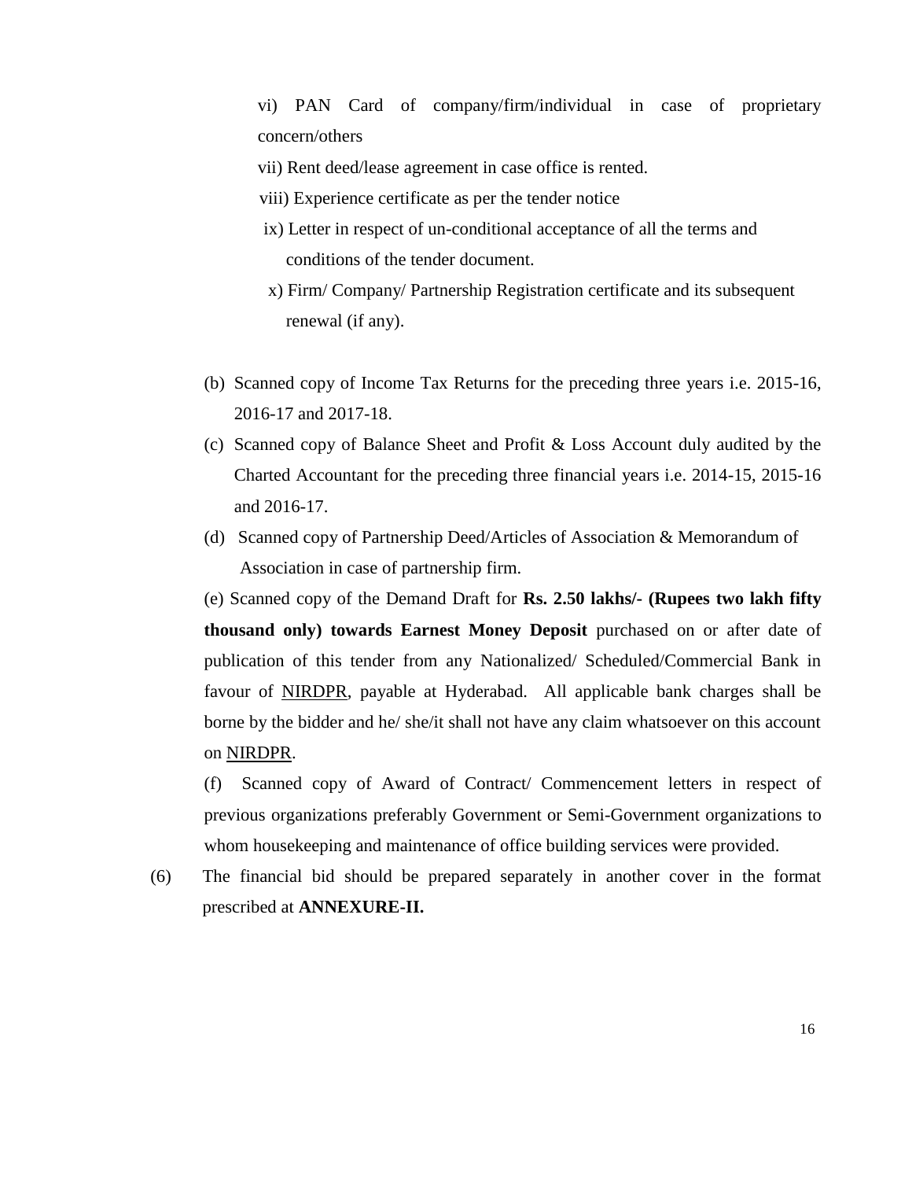vi) PAN Card of company/firm/individual in case of proprietary concern/others

vii) Rent deed/lease agreement in case office is rented.

viii) Experience certificate as per the tender notice

ix) Letter in respect of un-conditional acceptance of all the terms and conditions of the tender document.

x) Firm/ Company/ Partnership Registration certificate and its subsequent renewal (if any).

(b) Scanned copy of Income Tax Returns for the preceding three years i.e. 2015-16, 2016-17 and 2017-18.

(c) Scanned copy of Balance Sheet and Profit & Loss Account duly audited by the Charted Accountant for the preceding three financial years i.e. 2014-15, 2015-16 and 2016-17.

(d) Scanned copy of Partnership Deed/Articles of Association & Memorandum of Association in case of partnership firm.

(e) Scanned copy of the Demand Draft for **Rs. 2.50 lakhs/- (Rupees two lakh fifty thousand only) towards Earnest Money Deposit** purchased on or after date of publication of this tender from any Nationalized/ Scheduled/Commercial Bank in favour of NIRDPR, payable at Hyderabad. All applicable bank charges shall be borne by the bidder and he/ she/it shall not have any claim whatsoever on this account on NIRDPR.

(f) Scanned copy of Award of Contract/ Commencement letters in respect of previous organizations preferably Government or Semi-Government organizations to whom housekeeping and maintenance of office building services were provided.

(6) The financial bid should be prepared separately in another cover in the format prescribed at **ANNEXURE-II.**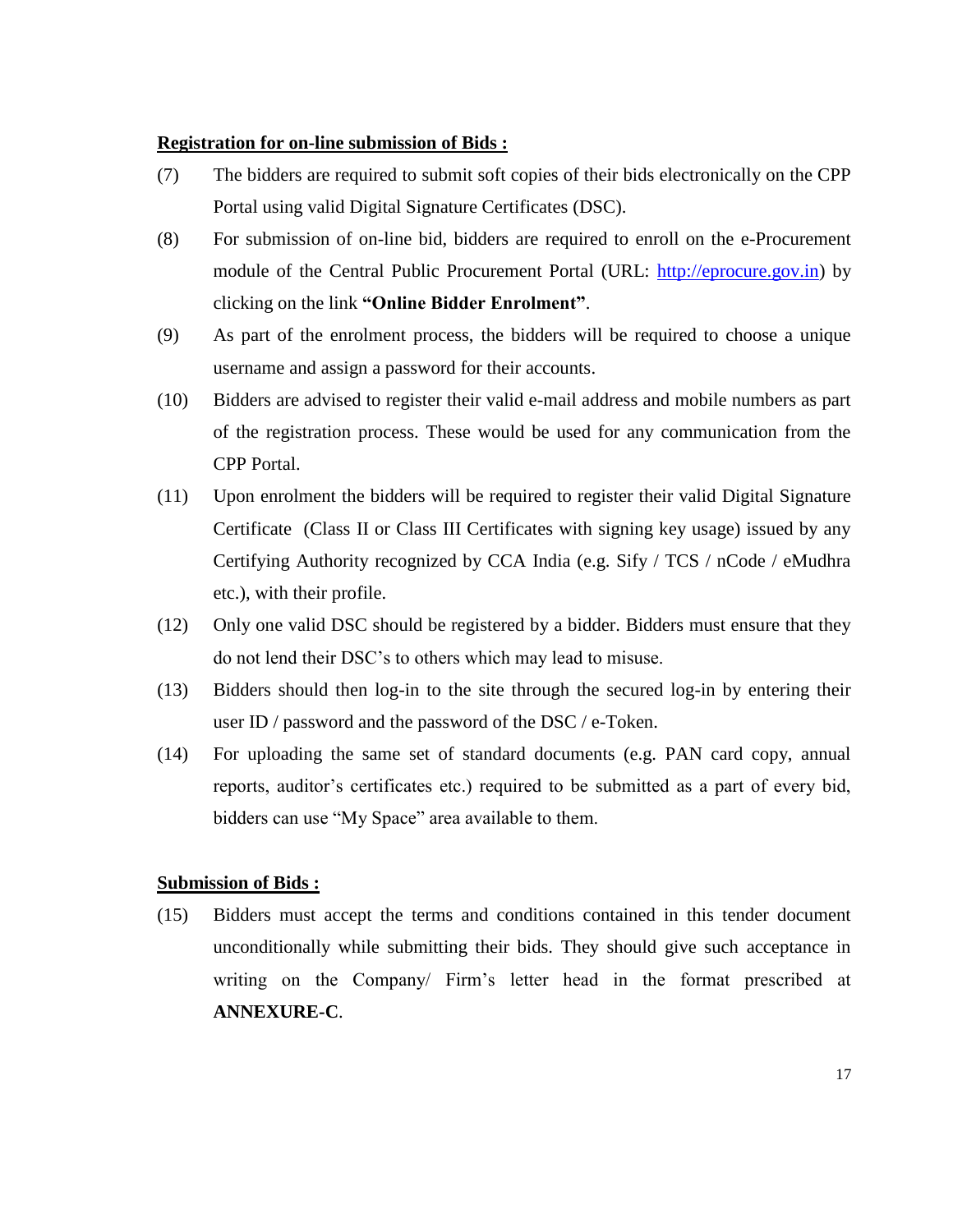**<u>Registration for on-line submission of Bids :</u>**

(7) The bidders are required to submit soft copies of their bids electronically on the CPP Portal using valid Digital Signature Certificates (DSC).

(8) For submission of on-line bid, bidders are required to enroll on the e-Procurement module of the Central Public Procurement Portal (URL: [http://eprocure.gov.in](http://eprocure.gov.in)) by clicking on the link **"Online Bidder Enrolment"**.

(9) As part of the enrolment process, the bidders will be required to choose a unique username and assign a password for their accounts.

(10) Bidders are advised to register their valid e-mail address and mobile numbers as part of the registration process. These would be used for any communication from the CPP Portal.

(11) Upon enrolment the bidders will be required to register their valid Digital Signature Certificate (Class II or Class III Certificates with signing key usage) issued by any Certifying Authority recognized by CCA India (e.g. Sify / TCS / nCode / eMudhra etc.), with their profile.

(12) Only one valid DSC should be registered by a bidder. Bidders must ensure that they do not lend their DSC's to others which may lead to misuse.

(13) Bidders should then log-in to the site through the secured log-in by entering their user ID / password and the password of the DSC / e-Token.

(14) For uploading the same set of standard documents (e.g. PAN card copy, annual reports, auditor's certificates etc.) required to be submitted as a part of every bid, bidders can use "My Space" area available to them.

**<u>Submission of Bids :</u>**

(15) Bidders must accept the terms and conditions contained in this tender document unconditionally while submitting their bids. They should give such acceptance in writing on the Company/ Firm's letter head in the format prescribed at **ANNEXURE-C**.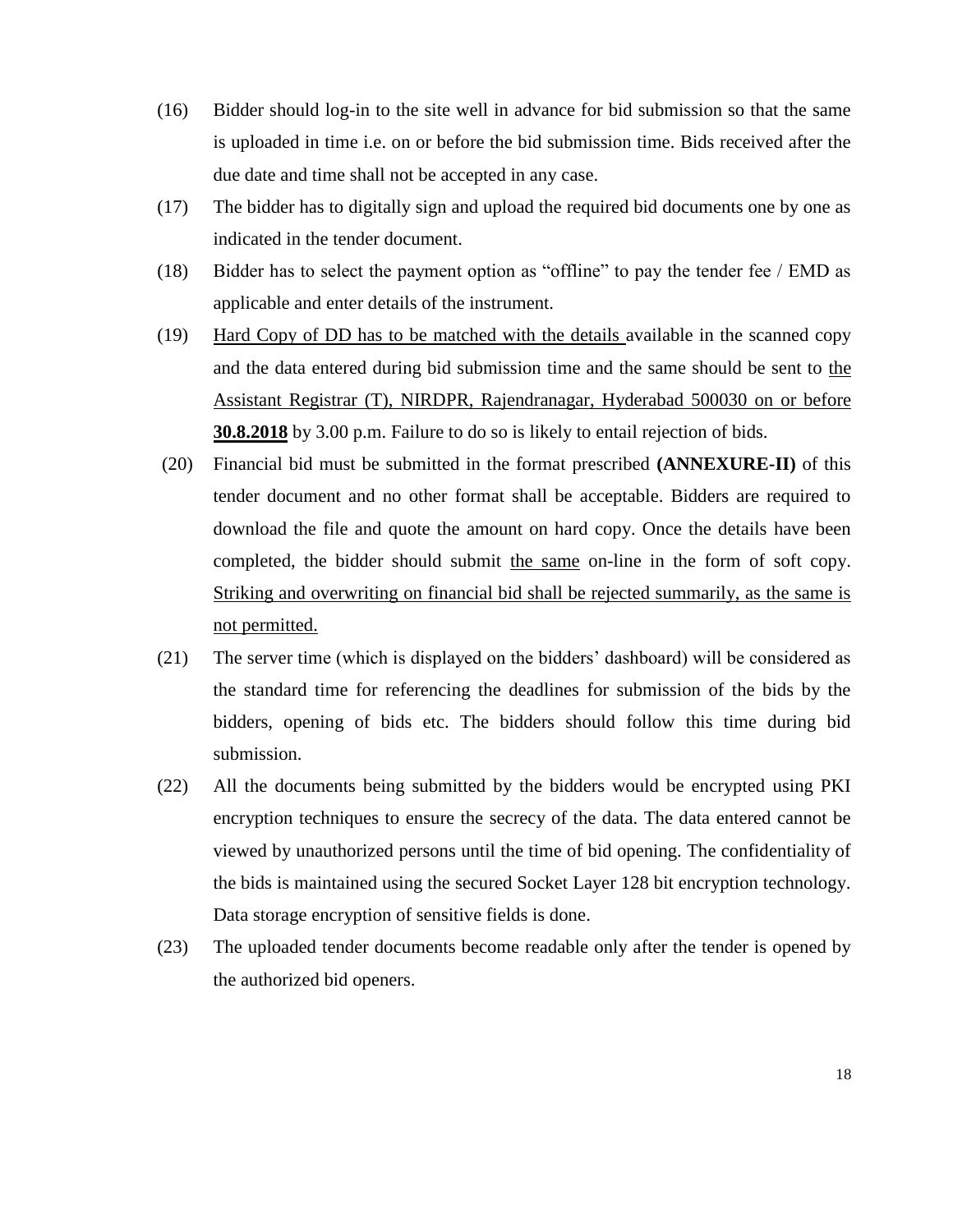(16) Bidder should log-in to the site well in advance for bid submission so that the same is uploaded in time i.e. on or before the bid submission time. Bids received after the due date and time shall not be accepted in any case.

(17) The bidder has to digitally sign and upload the required bid documents one by one as indicated in the tender document.

(18) Bidder has to select the payment option as "offline" to pay the tender fee / EMD as applicable and enter details of the instrument.

(19) Hard Copy of DD has to be matched with the details available in the scanned copy and the data entered during bid submission time and the same should be sent to the Assistant Registrar (T), NIRDPR, Rajendranagar, Hyderabad 500030 on or before **30.8.2018** by 3.00 p.m. Failure to do so is likely to entail rejection of bids.

(20) Financial bid must be submitted in the format prescribed **(ANNEXURE-II)** of this tender document and no other format shall be acceptable. Bidders are required to download the file and quote the amount on hard copy. Once the details have been completed, the bidder should submit the same on-line in the form of soft copy. Striking and overwriting on financial bid shall be rejected summarily, as the same is not permitted.

(21) The server time (which is displayed on the bidders' dashboard) will be considered as the standard time for referencing the deadlines for submission of the bids by the bidders, opening of bids etc. The bidders should follow this time during bid submission.

(22) All the documents being submitted by the bidders would be encrypted using PKI encryption techniques to ensure the secrecy of the data. The data entered cannot be viewed by unauthorized persons until the time of bid opening. The confidentiality of the bids is maintained using the secured Socket Layer 128 bit encryption technology. Data storage encryption of sensitive fields is done.

(23) The uploaded tender documents become readable only after the tender is opened by the authorized bid openers.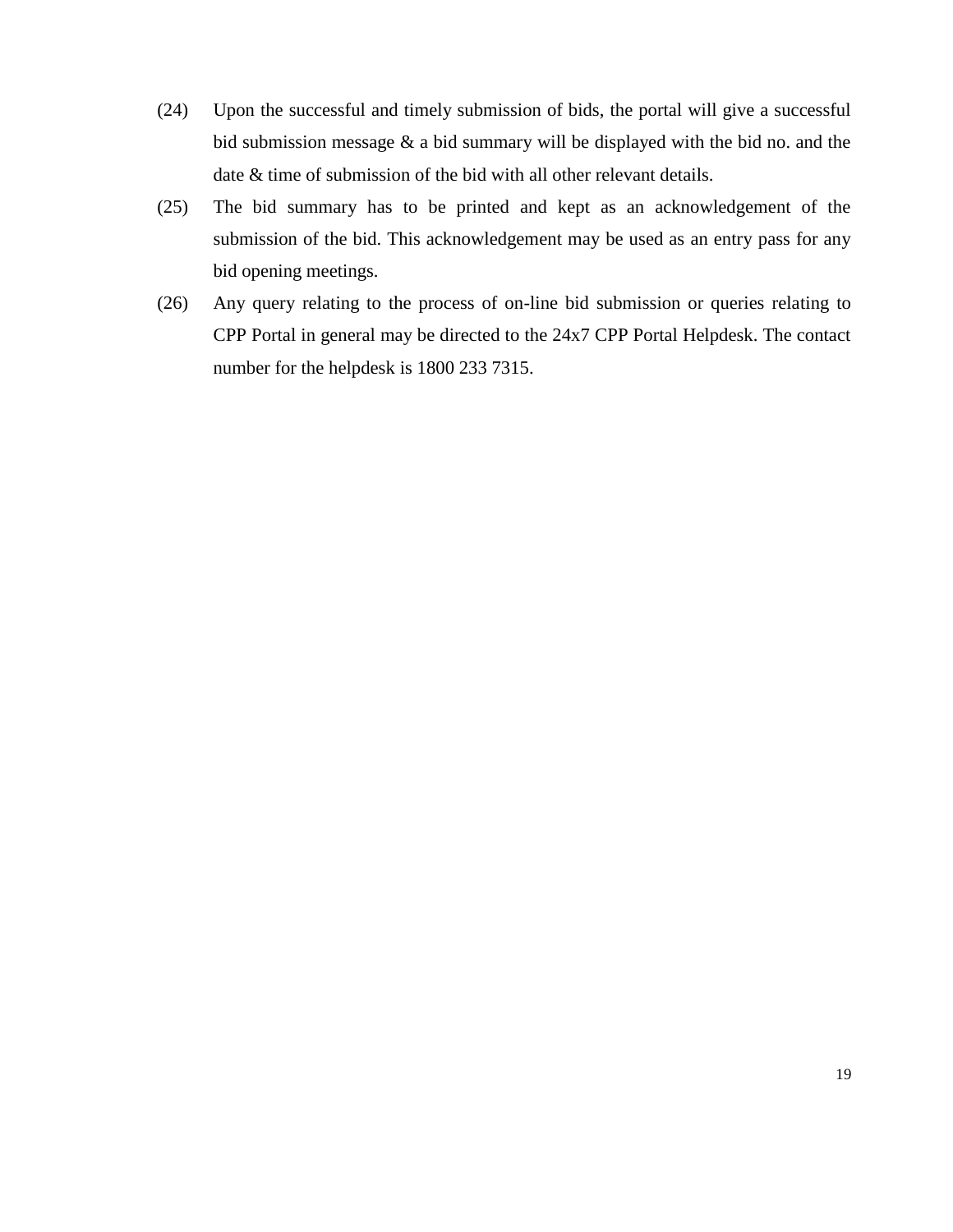(24) Upon the successful and timely submission of bids, the portal will give a successful bid submission message & a bid summary will be displayed with the bid no. and the date & time of submission of the bid with all other relevant details.

(25) The bid summary has to be printed and kept as an acknowledgement of the submission of the bid. This acknowledgement may be used as an entry pass for any bid opening meetings.

(26) Any query relating to the process of on-line bid submission or queries relating to CPP Portal in general may be directed to the 24x7 CPP Portal Helpdesk. The contact number for the helpdesk is 1800 233 7315.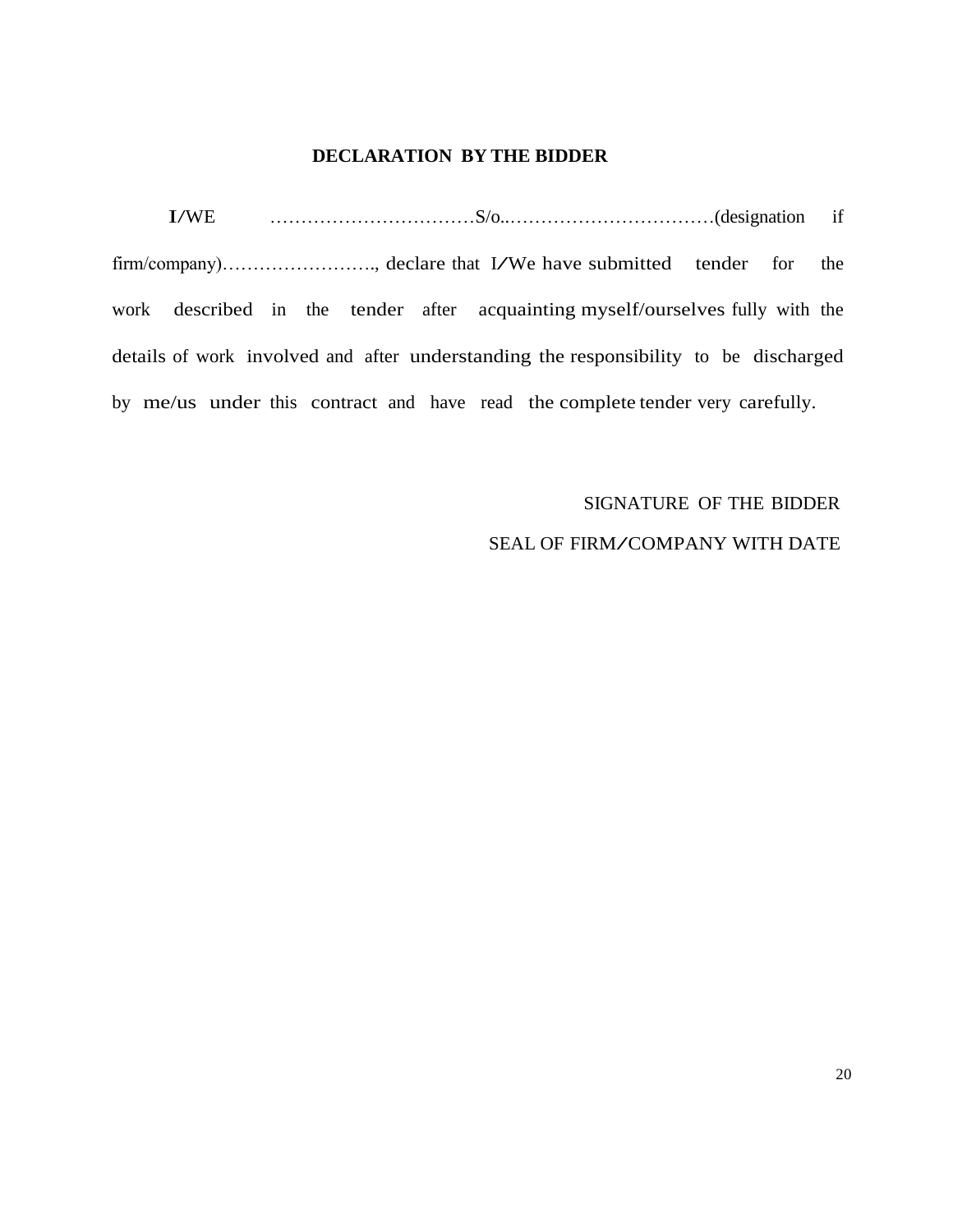**DECLARATION BY THE BIDDER**

I/WE ……………………………S/o..……………………………(designation if firm/company)……………………., declare that I/We have submitted tender for the work described in the tender after acquainting myself/ourselves fully with the details of work involved and after understanding the responsibility to be discharged by me/us under this contract and have read the complete tender very carefully.

SIGNATURE OF THE BIDDER

SEAL OF FIRM/COMPANY WITH DATE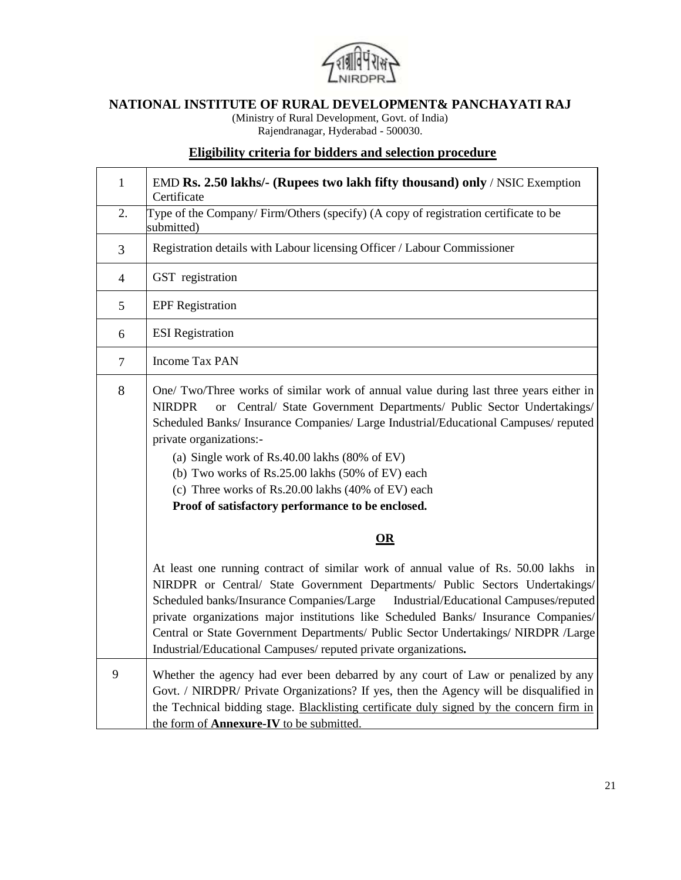# NATIONAL INSTITUTE OF RURAL DEVELOPMENT& PANCHAYATI RAJ

(Ministry of Rural Development, Govt. of India)
Rajendranagar, Hyderabad - 500030.

## Eligibility criteria for bidders and selection procedure

| | |
|---|---|
| 1 | EMD **Rs. 2.50 lakhs/- (Rupees two lakh fifty thousand) only** / NSIC Exemption Certificate |
| 2. | Type of the Company/ Firm/Others (specify) (A copy of registration certificate to be submitted) |
| 3 | Registration details with Labour licensing Officer / Labour Commissioner |
| 4 | GST registration |
| 5 | EPF Registration |
| 6 | ESI Registration |
| 7 | Income Tax PAN |
| 8 | One/ Two/Three works of similar work of annual value during last three years either in NIRDPR or Central/ State Government Departments/ Public Sector Undertakings/ Scheduled Banks/ Insurance Companies/ Large Industrial/Educational Campuses/ reputed private organizations:-<br>(a) Single work of Rs.40.00 lakhs (80% of EV)<br>(b) Two works of Rs.25.00 lakhs (50% of EV) each<br>(c) Three works of Rs.20.00 lakhs (40% of EV) each<br>**Proof of satisfactory performance to be enclosed.**<br><br>**OR**<br><br>At least one running contract of similar work of annual value of Rs. 50.00 lakhs in NIRDPR or Central/ State Government Departments/ Public Sectors Undertakings/ Scheduled banks/Insurance Companies/Large Industrial/Educational Campuses/reputed private organizations major institutions like Scheduled Banks/ Insurance Companies/ Central or State Government Departments/ Public Sector Undertakings/ NIRDPR /Large Industrial/Educational Campuses/ reputed private organizations**.** |
| 9 | Whether the agency had ever been debarred by any court of Law or penalized by any Govt. / NIRDPR/ Private Organizations? If yes, then the Agency will be disqualified in the Technical bidding stage. Blacklisting certificate duly signed by the concern firm in the form of **Annexure-IV** to be submitted. |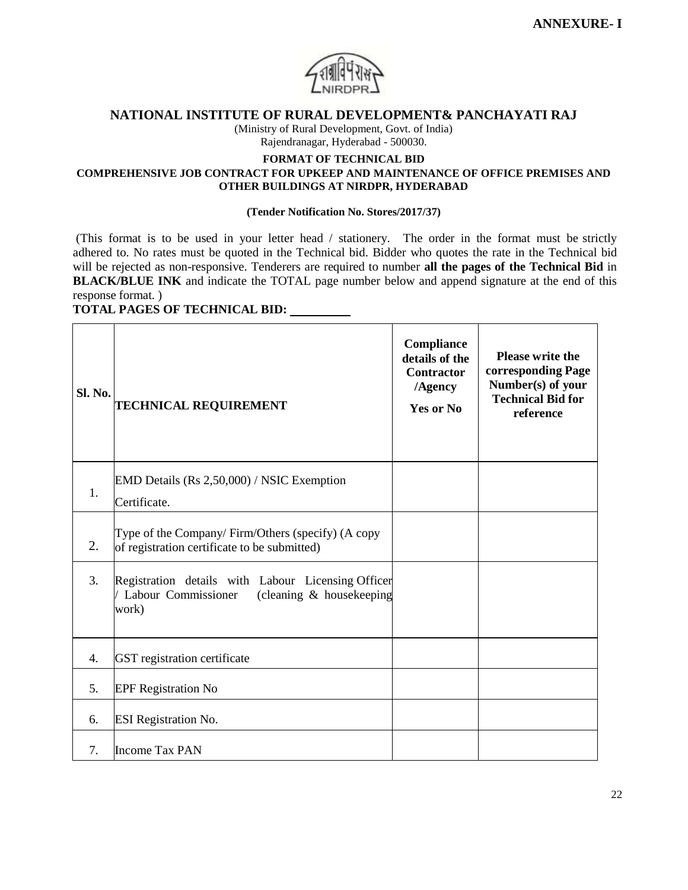**ANNEXURE- I**

# NATIONAL INSTITUTE OF RURAL DEVELOPMENT& PANCHAYATI RAJ

(Ministry of Rural Development, Govt. of India)
Rajendranagar, Hyderabad - 500030.

**FORMAT OF TECHNICAL BID**

**COMPREHENSIVE JOB CONTRACT FOR UPKEEP AND MAINTENANCE OF OFFICE PREMISES AND OTHER BUILDINGS AT NIRDPR, HYDERABAD**

**(Tender Notification No. Stores/2017/37)**

(This format is to be used in your letter head / stationery. The order in the format must be strictly adhered to. No rates must be quoted in the Technical bid. Bidder who quotes the rate in the Technical bid will be rejected as non-responsive. Tenderers are required to number **all the pages of the Technical Bid** in **BLACK/BLUE INK** and indicate the TOTAL page number below and append signature at the end of this response format. )

**TOTAL PAGES OF TECHNICAL BID:** __________

| Sl. No. | TECHNICAL REQUIREMENT | Compliance details of the Contractor /Agency Yes or No | Please write the corresponding Page Number(s) of your Technical Bid for reference |
|---|---|---|---|
| 1. | EMD Details (Rs 2,50,000) / NSIC Exemption Certificate. | | |
| 2. | Type of the Company/ Firm/Others (specify) (A copy of registration certificate to be submitted) | | |
| 3. | Registration details with Labour Licensing Officer / Labour Commissioner (cleaning & housekeeping work) | | |
| 4. | GST registration certificate | | |
| 5. | EPF Registration No | | |
| 6. | ESI Registration No. | | |
| 7. | Income Tax PAN | | |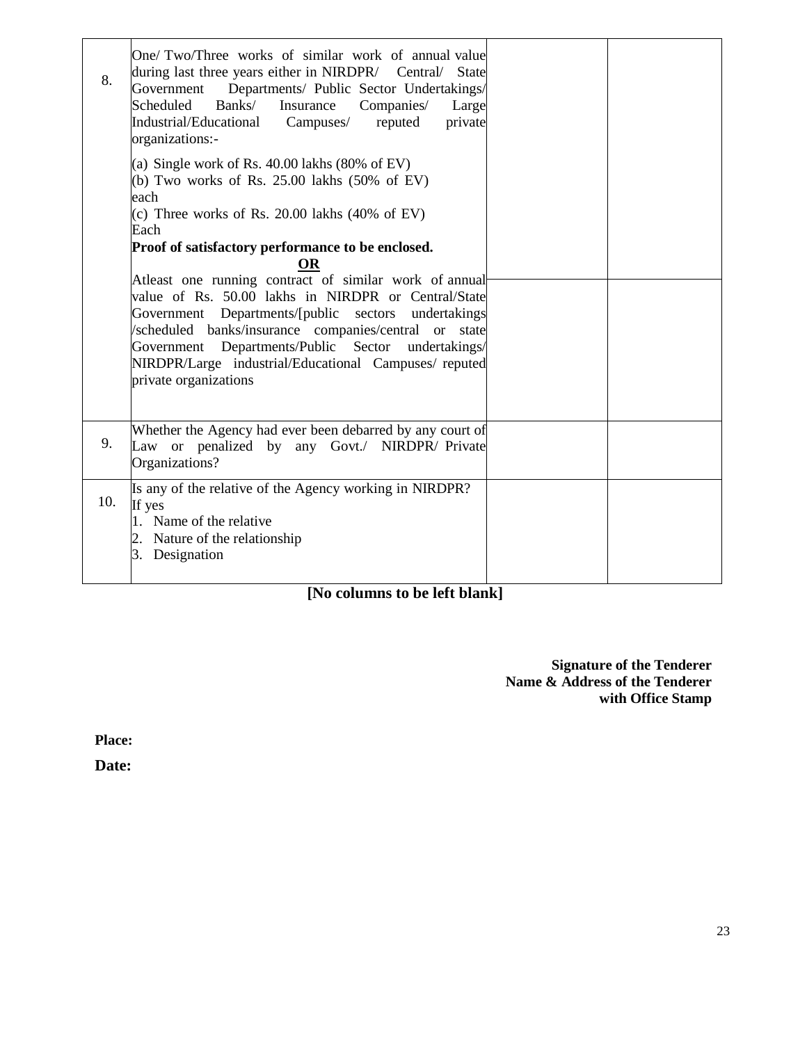| | | | |
|---|---|---|---|
| 8. | One/ Two/Three works of similar work of annual value during last three years either in NIRDPR/ Central/ State Government Departments/ Public Sector Undertakings/ Scheduled Banks/ Insurance Companies/ Large Industrial/Educational Campuses/ reputed private organizations:-<br><br>(a) Single work of Rs. 40.00 lakhs (80% of EV)<br>(b) Two works of Rs. 25.00 lakhs (50% of EV) each<br>(c) Three works of Rs. 20.00 lakhs (40% of EV) Each<br>**Proof of satisfactory performance to be enclosed.**<br>**<u>OR</u>** | | |
| | Atleast one running contract of similar work of annual value of Rs. 50.00 lakhs in NIRDPR or Central/State Government Departments/[public sectors undertakings /scheduled banks/insurance companies/central or state Government Departments/Public Sector undertakings/ NIRDPR/Large industrial/Educational Campuses/ reputed private organizations | | |
| 9. | Whether the Agency had ever been debarred by any court of Law or penalized by any Govt./ NIRDPR/ Private Organizations? | | |
| 10. | Is any of the relative of the Agency working in NIRDPR? If yes<br>1. Name of the relative<br>2. Nature of the relationship<br>3. Designation | | |

**[No columns to be left blank]**

**Signature of the Tenderer**
**Name & Address of the Tenderer**
**with Office Stamp**

**Place:**

**Date:**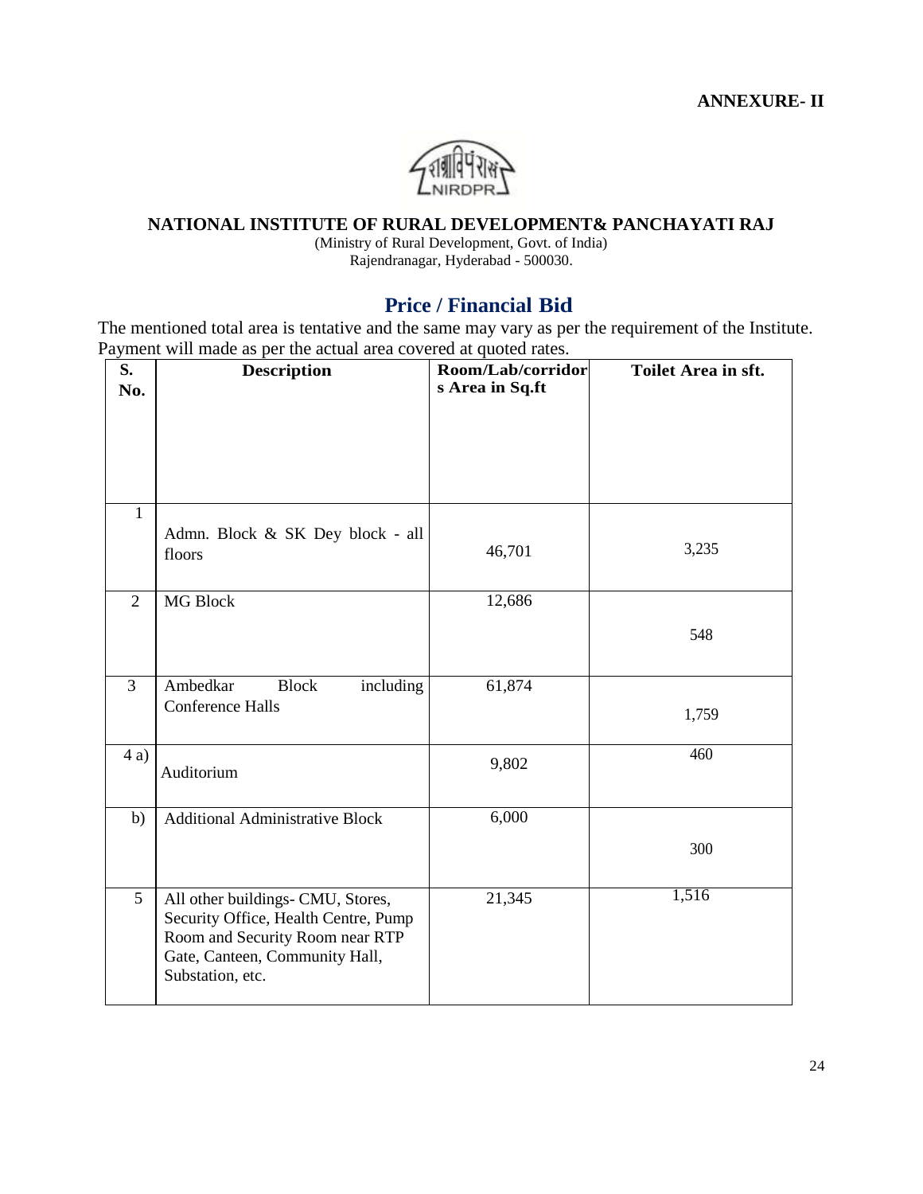**ANNEXURE- II**

**NATIONAL INSTITUTE OF RURAL DEVELOPMENT& PANCHAYATI RAJ**

(Ministry of Rural Development, Govt. of India)
Rajendranagar, Hyderabad - 500030.

## Price / Financial Bid

The mentioned total area is tentative and the same may vary as per the requirement of the Institute. Payment will made as per the actual area covered at quoted rates.

| S. No. | Description | Room/Lab/corridors Area in Sq.ft | Toilet Area in sft. |
|---|---|---|---|
| 1 | Admn. Block & SK Dey block - all floors | 46,701 | 3,235 |
| 2 | MG Block | 12,686 | 548 |
| 3 | Ambedkar Block including Conference Halls | 61,874 | 1,759 |
| 4 a) | Auditorium | 9,802 | 460 |
| b) | Additional Administrative Block | 6,000 | 300 |
| 5 | All other buildings- CMU, Stores, Security Office, Health Centre, Pump Room and Security Room near RTP Gate, Canteen, Community Hall, Substation, etc. | 21,345 | 1,516 |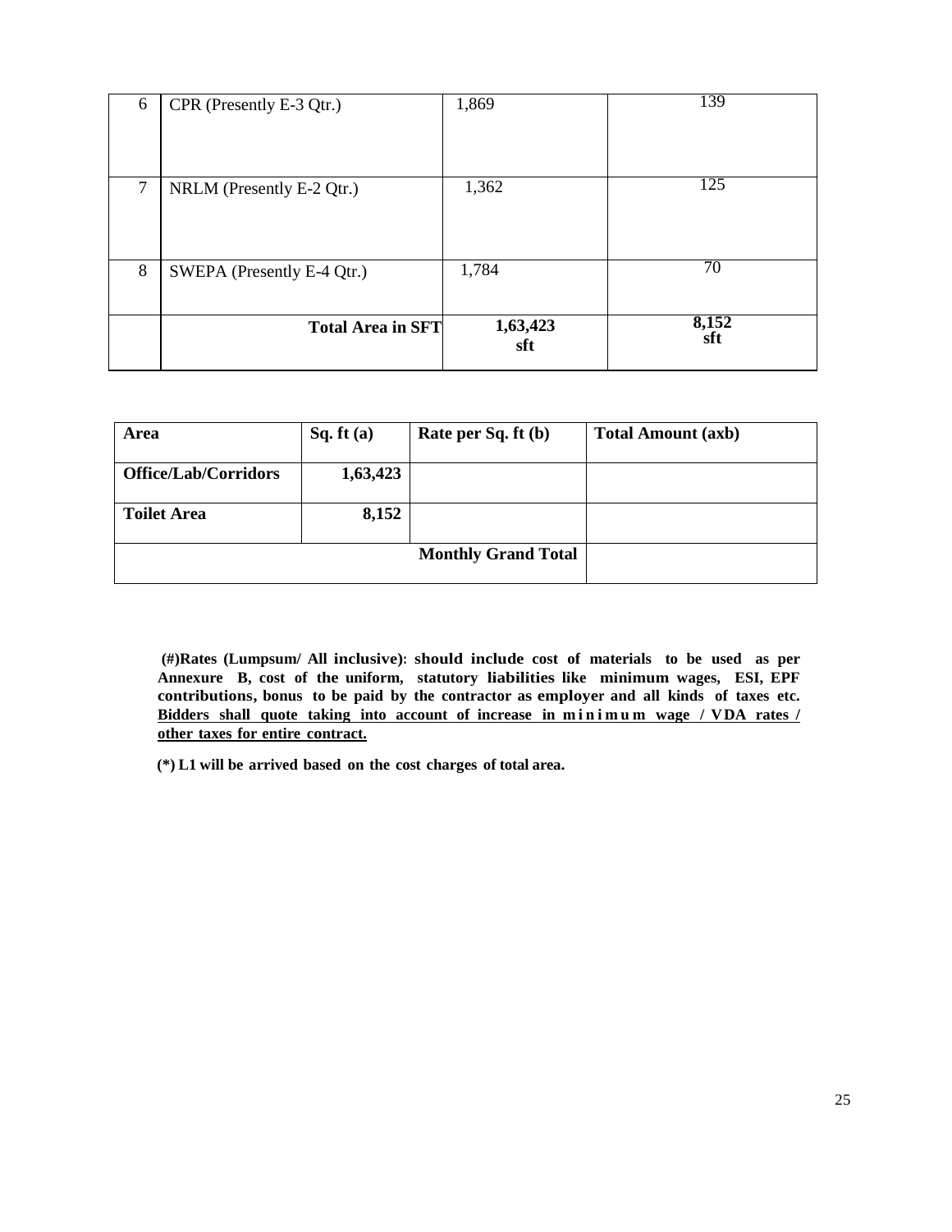| 6 | CPR (Presently E-3 Qtr.) | 1,869 | 139 |
|---|---|---|---|
| 7 | NRLM (Presently E-2 Qtr.) | 1,362 | 125 |
| 8 | SWEPA (Presently E-4 Qtr.) | 1,784 | 70 |
| | **Total Area in SFT** | **1,63,423 sft** | **8,152 sft** |

| **Area** | **Sq. ft (a)** | **Rate per Sq. ft (b)** | **Total Amount (axb)** |
|---|---|---|---|
| **Office/Lab/Corridors** | **1,63,423** | | |
| **Toilet Area** | **8,152** | | |
| | | **Monthly Grand Total** | |

**(#)Rates (Lumpsum/ All inclusive): should include cost of materials to be used as per Annexure B, cost of the uniform, statutory liabilities like minimum wages, ESI, EPF contributions, bonus to be paid by the contractor as employer and all kinds of taxes etc. <u>Bidders shall quote taking into account of increase in minimum wage / VDA rates / other taxes for entire contract.</u>**

**(*) L1 will be arrived based on the cost charges of total area.**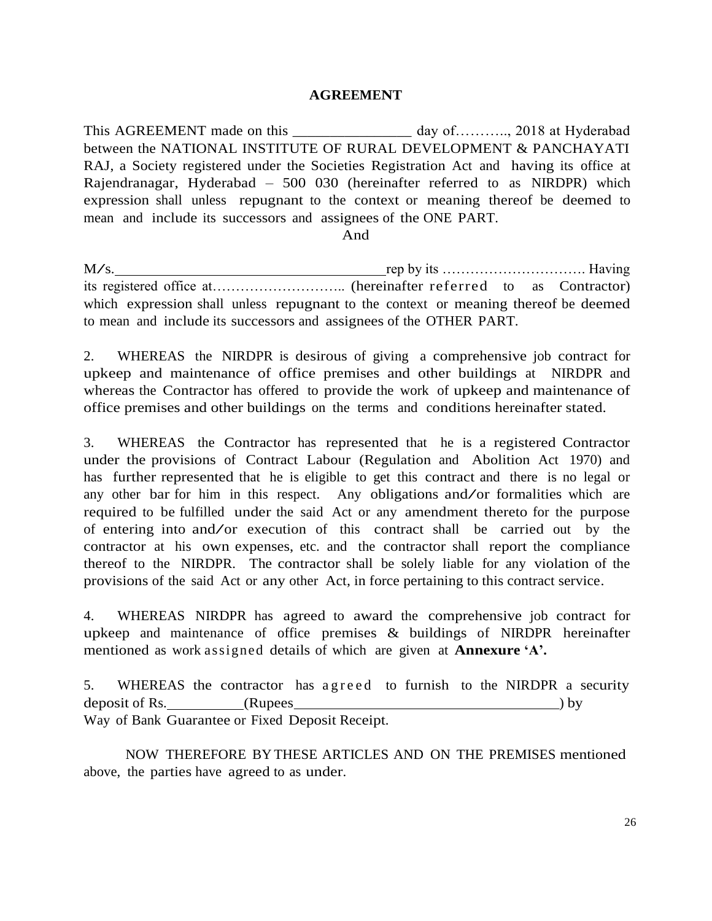# AGREEMENT

This AGREEMENT made on this _______________ day of……….., 2018 at Hyderabad between the NATIONAL INSTITUTE OF RURAL DEVELOPMENT & PANCHAYATI RAJ, a Society registered under the Societies Registration Act and having its office at Rajendranagar, Hyderabad – 500 030 (hereinafter referred to as NIRDPR) which expression shall unless repugnant to the context or meaning thereof be deemed to mean and include its successors and assignees of the ONE PART.

And

M/s.____________________________________rep by its …………………………. Having its registered office at……………………….. (hereinafter referred to as Contractor) which expression shall unless repugnant to the context or meaning thereof be deemed to mean and include its successors and assignees of the OTHER PART.

2. WHEREAS the NIRDPR is desirous of giving a comprehensive job contract for upkeep and maintenance of office premises and other buildings at NIRDPR and whereas the Contractor has offered to provide the work of upkeep and maintenance of office premises and other buildings on the terms and conditions hereinafter stated.

3. WHEREAS the Contractor has represented that he is a registered Contractor under the provisions of Contract Labour (Regulation and Abolition Act 1970) and has further represented that he is eligible to get this contract and there is no legal or any other bar for him in this respect. Any obligations and/or formalities which are required to be fulfilled under the said Act or any amendment thereto for the purpose of entering into and/or execution of this contract shall be carried out by the contractor at his own expenses, etc. and the contractor shall report the compliance thereof to the NIRDPR. The contractor shall be solely liable for any violation of the provisions of the said Act or any other Act, in force pertaining to this contract service.

4. WHEREAS NIRDPR has agreed to award the comprehensive job contract for upkeep and maintenance of office premises & buildings of NIRDPR hereinafter mentioned as work assigned details of which are given at **Annexure 'A'.**

5. WHEREAS the contractor has agreed to furnish to the NIRDPR a security deposit of Rs.__________(Rupees___________________________________) by Way of Bank Guarantee or Fixed Deposit Receipt.

NOW THEREFORE BY THESE ARTICLES AND ON THE PREMISES mentioned above, the parties have agreed to as under.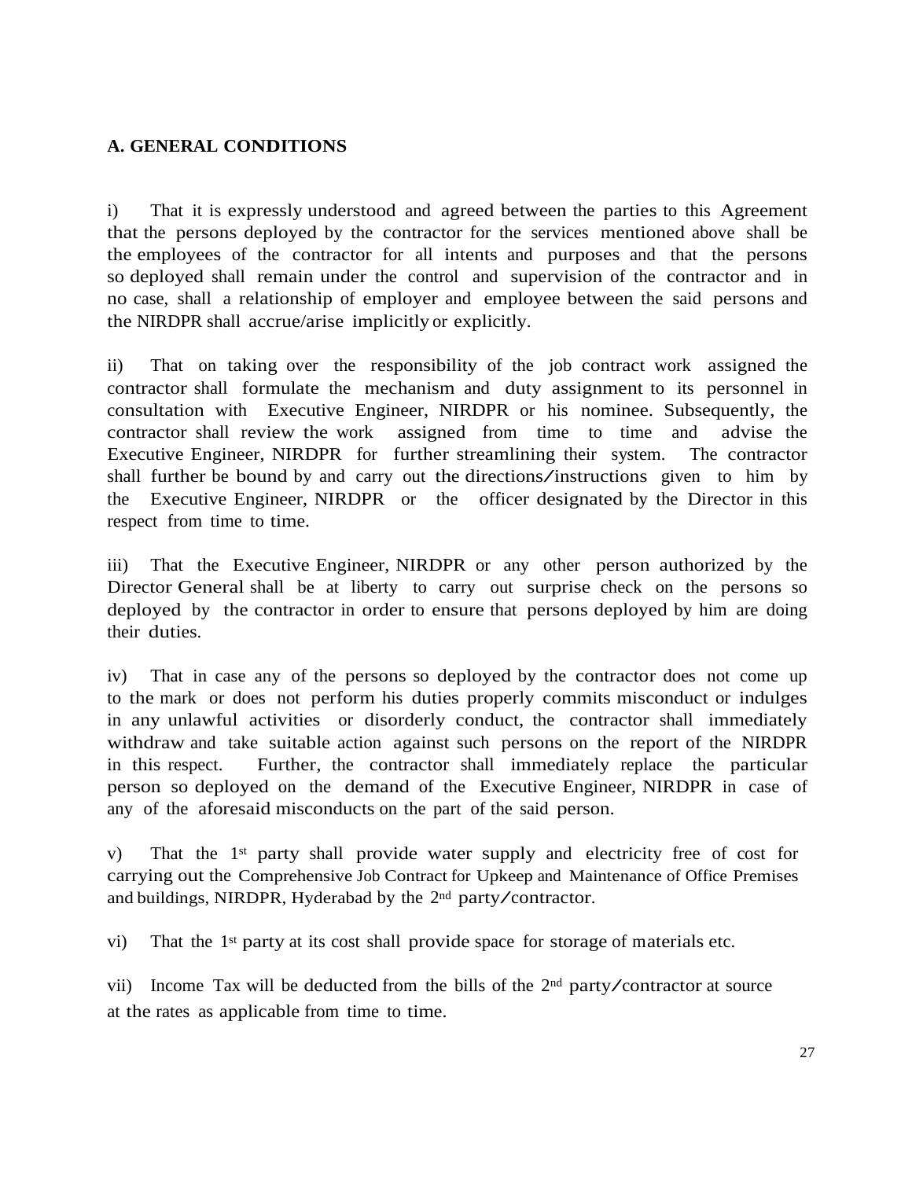**A. GENERAL CONDITIONS**

i) That it is expressly understood and agreed between the parties to this Agreement that the persons deployed by the contractor for the services mentioned above shall be the employees of the contractor for all intents and purposes and that the persons so deployed shall remain under the control and supervision of the contractor and in no case, shall a relationship of employer and employee between the said persons and the NIRDPR shall accrue/arise implicitly or explicitly.

ii) That on taking over the responsibility of the job contract work assigned the contractor shall formulate the mechanism and duty assignment to its personnel in consultation with Executive Engineer, NIRDPR or his nominee. Subsequently, the contractor shall review the work assigned from time to time and advise the Executive Engineer, NIRDPR for further streamlining their system. The contractor shall further be bound by and carry out the directions/instructions given to him by the Executive Engineer, NIRDPR or the officer designated by the Director in this respect from time to time.

iii) That the Executive Engineer, NIRDPR or any other person authorized by the Director General shall be at liberty to carry out surprise check on the persons so deployed by the contractor in order to ensure that persons deployed by him are doing their duties.

iv) That in case any of the persons so deployed by the contractor does not come up to the mark or does not perform his duties properly commits misconduct or indulges in any unlawful activities or disorderly conduct, the contractor shall immediately withdraw and take suitable action against such persons on the report of the NIRDPR in this respect. Further, the contractor shall immediately replace the particular person so deployed on the demand of the Executive Engineer, NIRDPR in case of any of the aforesaid misconducts on the part of the said person.

v) That the 1st party shall provide water supply and electricity free of cost for carrying out the Comprehensive Job Contract for Upkeep and Maintenance of Office Premises and buildings, NIRDPR, Hyderabad by the 2nd party/contractor.

vi) That the 1st party at its cost shall provide space for storage of materials etc.

vii) Income Tax will be deducted from the bills of the 2nd party/contractor at source at the rates as applicable from time to time.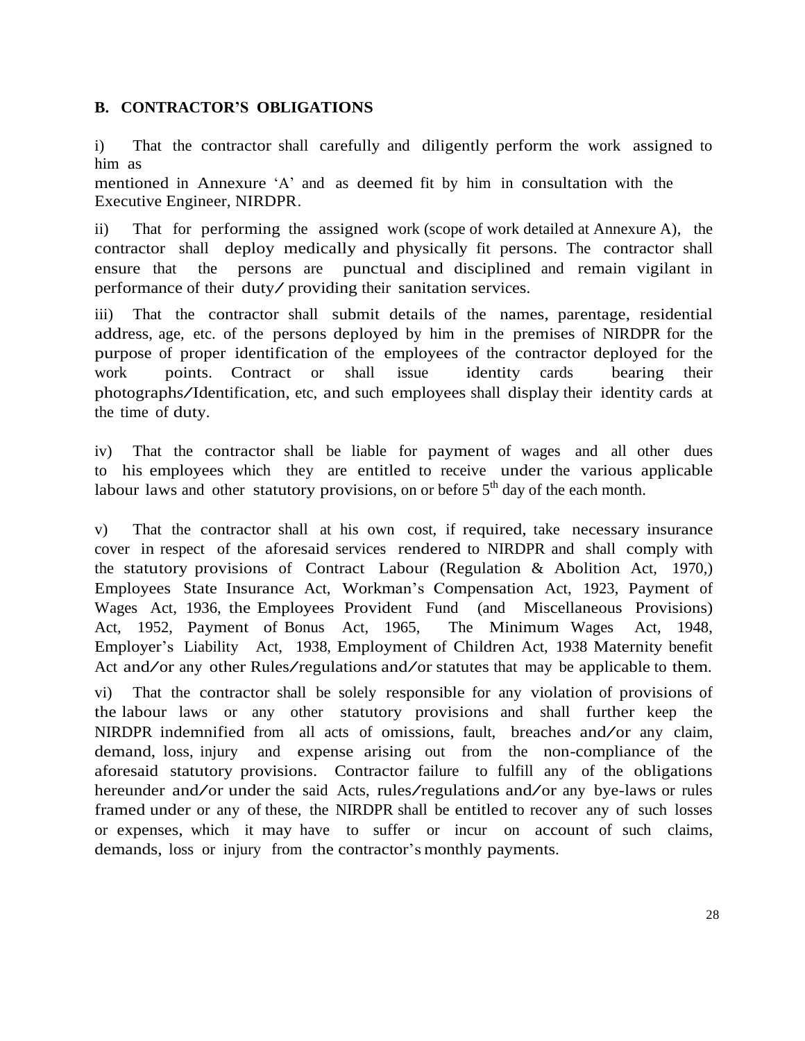**B. CONTRACTOR'S OBLIGATIONS**

i) That the contractor shall carefully and diligently perform the work assigned to him as mentioned in Annexure 'A' and as deemed fit by him in consultation with the Executive Engineer, NIRDPR.

ii) That for performing the assigned work (scope of work detailed at Annexure A), the contractor shall deploy medically and physically fit persons. The contractor shall ensure that the persons are punctual and disciplined and remain vigilant in performance of their duty/ providing their sanitation services.

iii) That the contractor shall submit details of the names, parentage, residential address, age, etc. of the persons deployed by him in the premises of NIRDPR for the purpose of proper identification of the employees of the contractor deployed for the work points. Contract or shall issue identity cards bearing their photographs/Identification, etc, and such employees shall display their identity cards at the time of duty.

iv) That the contractor shall be liable for payment of wages and all other dues to his employees which they are entitled to receive under the various applicable labour laws and other statutory provisions, on or before 5th day of the each month.

v) That the contractor shall at his own cost, if required, take necessary insurance cover in respect of the aforesaid services rendered to NIRDPR and shall comply with the statutory provisions of Contract Labour (Regulation & Abolition Act, 1970,) Employees State Insurance Act, Workman's Compensation Act, 1923, Payment of Wages Act, 1936, the Employees Provident Fund (and Miscellaneous Provisions) Act, 1952, Payment of Bonus Act, 1965, The Minimum Wages Act, 1948, Employer's Liability Act, 1938, Employment of Children Act, 1938 Maternity benefit Act and/or any other Rules/regulations and/or statutes that may be applicable to them.

vi) That the contractor shall be solely responsible for any violation of provisions of the labour laws or any other statutory provisions and shall further keep the NIRDPR indemnified from all acts of omissions, fault, breaches and/or any claim, demand, loss, injury and expense arising out from the non-compliance of the aforesaid statutory provisions. Contractor failure to fulfill any of the obligations hereunder and/or under the said Acts, rules/regulations and/or any bye-laws or rules framed under or any of these, the NIRDPR shall be entitled to recover any of such losses or expenses, which it may have to suffer or incur on account of such claims, demands, loss or injury from the contractor's monthly payments.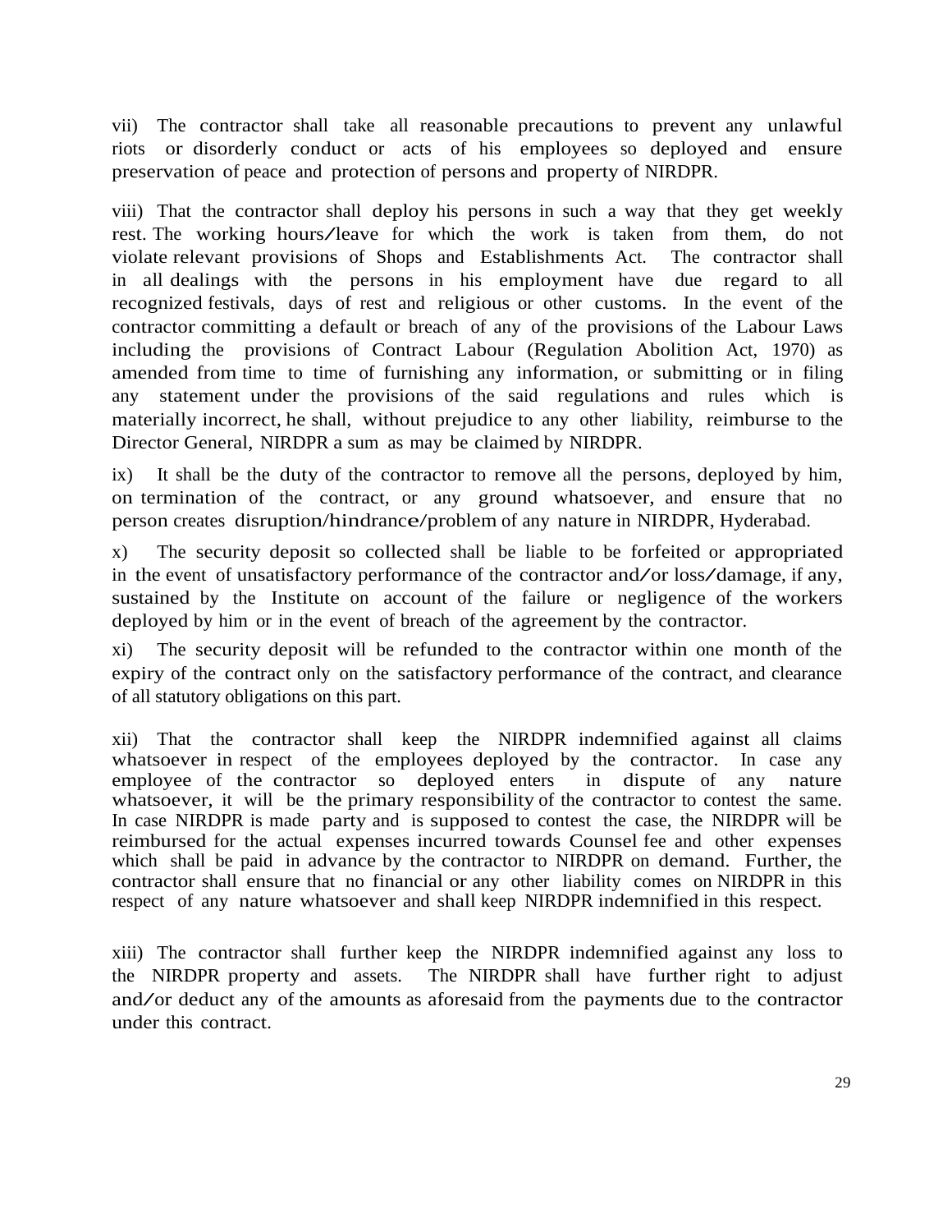vii) The contractor shall take all reasonable precautions to prevent any unlawful riots or disorderly conduct or acts of his employees so deployed and ensure preservation of peace and protection of persons and property of NIRDPR.

viii) That the contractor shall deploy his persons in such a way that they get weekly rest. The working hours/leave for which the work is taken from them, do not violate relevant provisions of Shops and Establishments Act. The contractor shall in all dealings with the persons in his employment have due regard to all recognized festivals, days of rest and religious or other customs. In the event of the contractor committing a default or breach of any of the provisions of the Labour Laws including the provisions of Contract Labour (Regulation Abolition Act, 1970) as amended from time to time of furnishing any information, or submitting or in filing any statement under the provisions of the said regulations and rules which is materially incorrect, he shall, without prejudice to any other liability, reimburse to the Director General, NIRDPR a sum as may be claimed by NIRDPR.

ix) It shall be the duty of the contractor to remove all the persons, deployed by him, on termination of the contract, or any ground whatsoever, and ensure that no person creates disruption/hindrance/problem of any nature in NIRDPR, Hyderabad.

x) The security deposit so collected shall be liable to be forfeited or appropriated in the event of unsatisfactory performance of the contractor and/or loss/damage, if any, sustained by the Institute on account of the failure or negligence of the workers deployed by him or in the event of breach of the agreement by the contractor.

xi) The security deposit will be refunded to the contractor within one month of the expiry of the contract only on the satisfactory performance of the contract, and clearance of all statutory obligations on this part.

xii) That the contractor shall keep the NIRDPR indemnified against all claims whatsoever in respect of the employees deployed by the contractor. In case any employee of the contractor so deployed enters in dispute of any nature whatsoever, it will be the primary responsibility of the contractor to contest the same. In case NIRDPR is made party and is supposed to contest the case, the NIRDPR will be reimbursed for the actual expenses incurred towards Counsel fee and other expenses which shall be paid in advance by the contractor to NIRDPR on demand. Further, the contractor shall ensure that no financial or any other liability comes on NIRDPR in this respect of any nature whatsoever and shall keep NIRDPR indemnified in this respect.

xiii) The contractor shall further keep the NIRDPR indemnified against any loss to the NIRDPR property and assets. The NIRDPR shall have further right to adjust and/or deduct any of the amounts as aforesaid from the payments due to the contractor under this contract.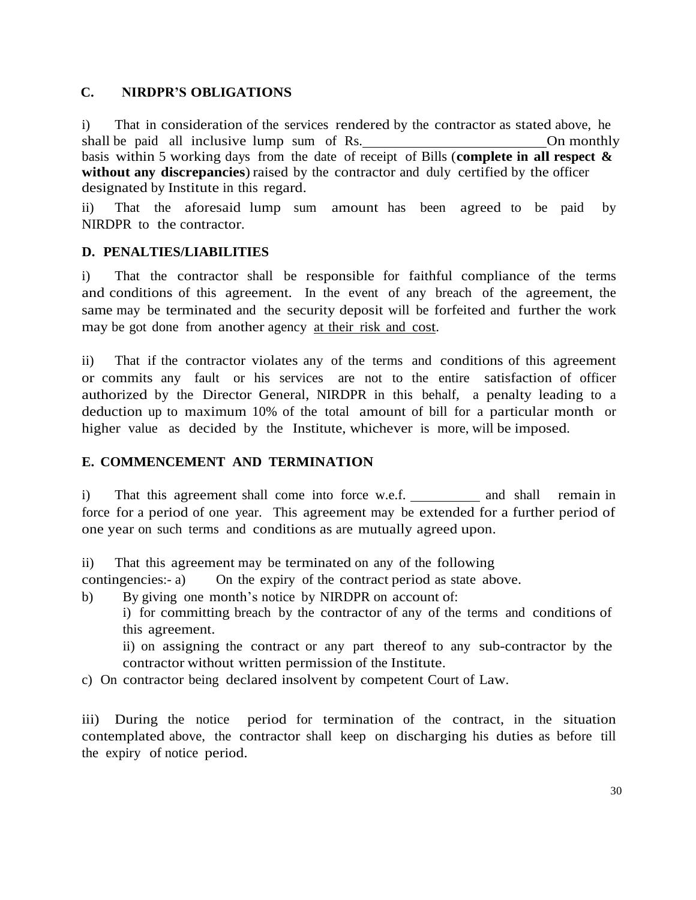## C. NIRDPR'S OBLIGATIONS

i) That in consideration of the services rendered by the contractor as stated above, he shall be paid all inclusive lump sum of Rs.________________________On monthly basis within 5 working days from the date of receipt of Bills (**complete in all respect & without any discrepancies**) raised by the contractor and duly certified by the officer designated by Institute in this regard.

ii) That the aforesaid lump sum amount has been agreed to be paid by NIRDPR to the contractor.

## D. PENALTIES/LIABILITIES

i) That the contractor shall be responsible for faithful compliance of the terms and conditions of this agreement. In the event of any breach of the agreement, the same may be terminated and the security deposit will be forfeited and further the work may be got done from another agency <u>at their risk and cost</u>.

ii) That if the contractor violates any of the terms and conditions of this agreement or commits any fault or his services are not to the entire satisfaction of officer authorized by the Director General, NIRDPR in this behalf, a penalty leading to a deduction up to maximum 10% of the total amount of bill for a particular month or higher value as decided by the Institute, whichever is more, will be imposed.

## E. COMMENCEMENT AND TERMINATION

i) That this agreement shall come into force w.e.f. __________ and shall remain in force for a period of one year. This agreement may be extended for a further period of one year on such terms and conditions as are mutually agreed upon.

ii) That this agreement may be terminated on any of the following contingencies:- a) On the expiry of the contract period as state above.

b) By giving one month's notice by NIRDPR on account of:

   i) for committing breach by the contractor of any of the terms and conditions of this agreement.

   ii) on assigning the contract or any part thereof to any sub-contractor by the contractor without written permission of the Institute.

c) On contractor being declared insolvent by competent Court of Law.

iii) During the notice period for termination of the contract, in the situation contemplated above, the contractor shall keep on discharging his duties as before till the expiry of notice period.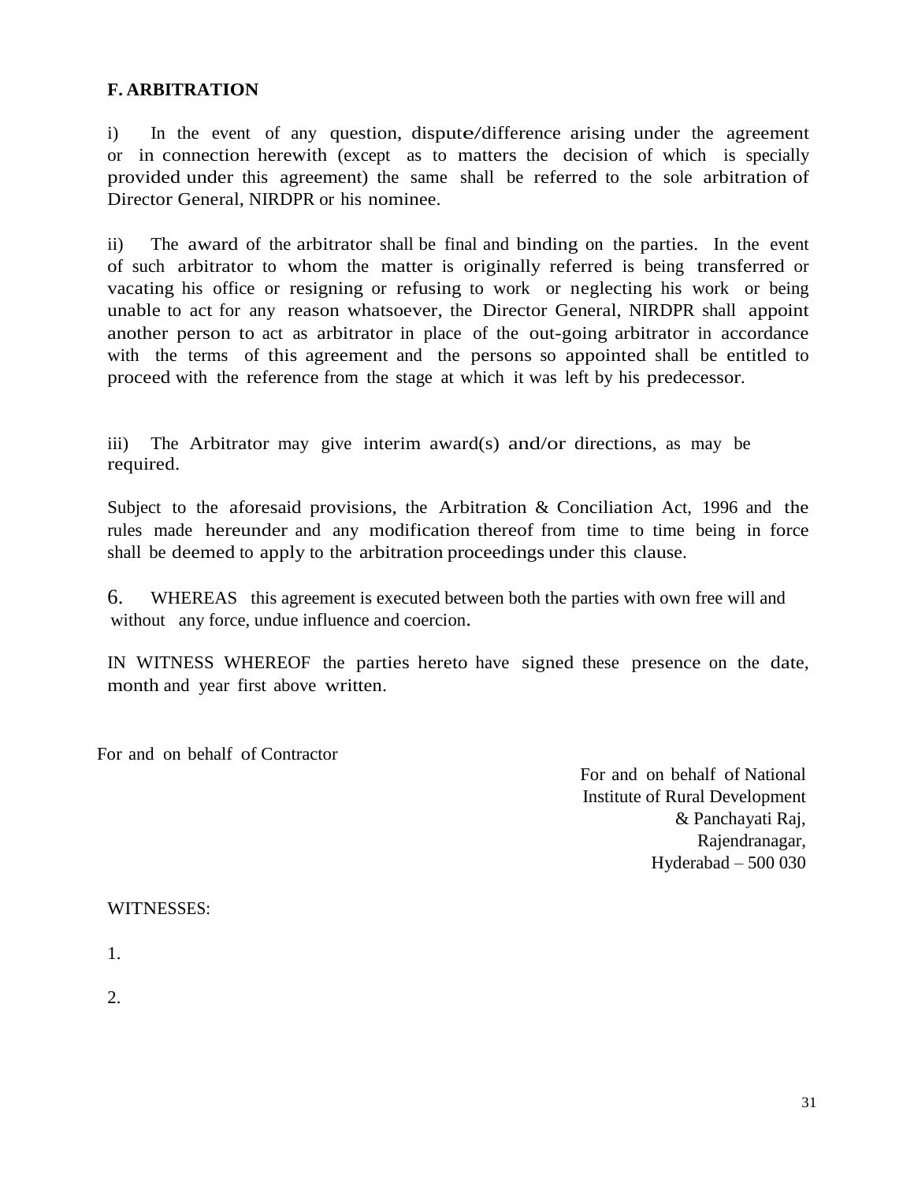**F. ARBITRATION**

i) In the event of any question, dispute/difference arising under the agreement or in connection herewith (except as to matters the decision of which is specially provided under this agreement) the same shall be referred to the sole arbitration of Director General, NIRDPR or his nominee.

ii) The award of the arbitrator shall be final and binding on the parties. In the event of such arbitrator to whom the matter is originally referred is being transferred or vacating his office or resigning or refusing to work or neglecting his work or being unable to act for any reason whatsoever, the Director General, NIRDPR shall appoint another person to act as arbitrator in place of the out-going arbitrator in accordance with the terms of this agreement and the persons so appointed shall be entitled to proceed with the reference from the stage at which it was left by his predecessor.

iii) The Arbitrator may give interim award(s) and/or directions, as may be required.

Subject to the aforesaid provisions, the Arbitration & Conciliation Act, 1996 and the rules made hereunder and any modification thereof from time to time being in force shall be deemed to apply to the arbitration proceedings under this clause.

6. WHEREAS this agreement is executed between both the parties with own free will and without any force, undue influence and coercion.

IN WITNESS WHEREOF the parties hereto have signed these presence on the date, month and year first above written.

For and on behalf of Contractor

For and on behalf of National Institute of Rural Development & Panchayati Raj, Rajendranagar, Hyderabad – 500 030

WITNESSES:

1.

2.